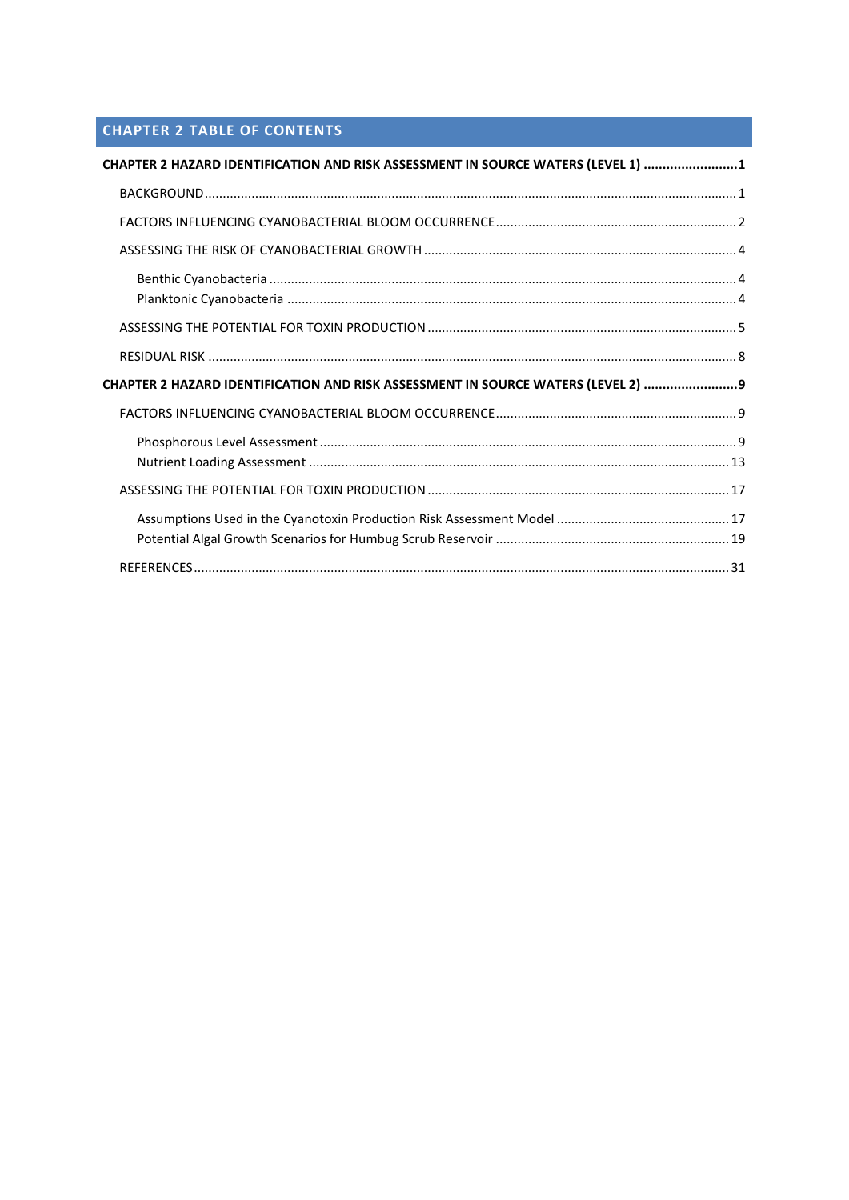## CHAPTER 2 TABLE OF CONTENTS

**CHAPTER 2 HAZARD IDENTIFICATION AND RISK ASSESSMENT IN SOURCE WATERS (LEVEL 1) .........................1**

- BACKGROUND ..................................................................................................................................... 1
- FACTORS INFLUENCING CYANOBACTERIAL BLOOM OCCURRENCE .................................................................. 2
- ASSESSING THE RISK OF CYANOBACTERIAL GROWTH ...................................................................................... 4
  - Benthic Cyanobacteria ................................................................................................................. 4
  - Planktonic Cyanobacteria ............................................................................................................ 4
- ASSESSING THE POTENTIAL FOR TOXIN PRODUCTION ..................................................................................... 5
- RESIDUAL RISK .................................................................................................................................. 8

**CHAPTER 2 HAZARD IDENTIFICATION AND RISK ASSESSMENT IN SOURCE WATERS (LEVEL 2) .........................9**

- FACTORS INFLUENCING CYANOBACTERIAL BLOOM OCCURRENCE .................................................................. 9
  - Phosphorous Level Assessment .................................................................................................... 9
  - Nutrient Loading Assessment .................................................................................................... 13
- ASSESSING THE POTENTIAL FOR TOXIN PRODUCTION ................................................................................... 17
  - Assumptions Used in the Cyanotoxin Production Risk Assessment Model ................................................ 17
  - Potential Algal Growth Scenarios for Humbug Scrub Reservoir ................................................................ 19
- REFERENCES .................................................................................................................................... 31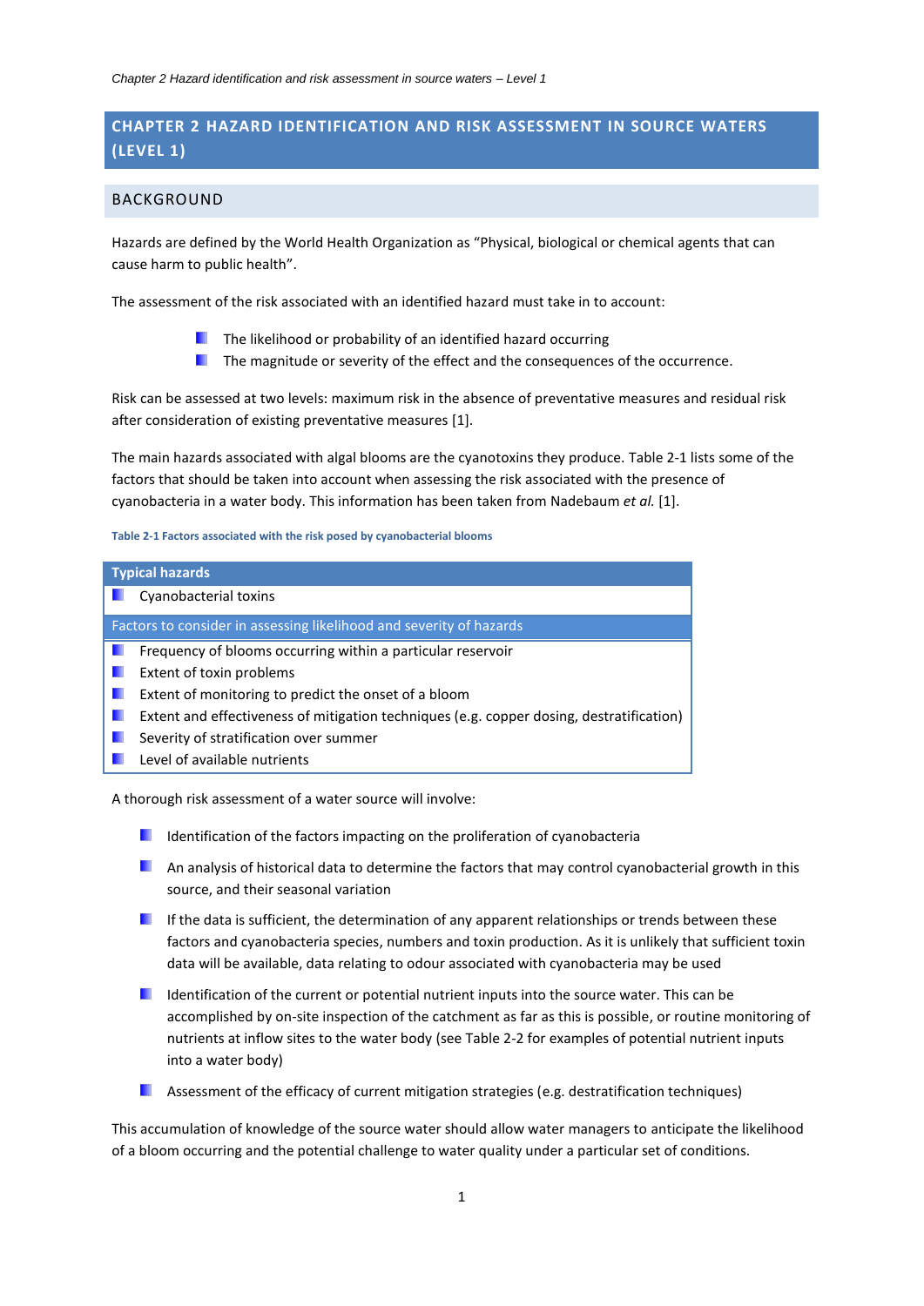# CHAPTER 2 HAZARD IDENTIFICATION AND RISK ASSESSMENT IN SOURCE WATERS (LEVEL 1)

## BACKGROUND

Hazards are defined by the World Health Organization as "Physical, biological or chemical agents that can cause harm to public health".

The assessment of the risk associated with an identified hazard must take in to account:

- The likelihood or probability of an identified hazard occurring
- The magnitude or severity of the effect and the consequences of the occurrence.

Risk can be assessed at two levels: maximum risk in the absence of preventative measures and residual risk after consideration of existing preventative measures [1].

The main hazards associated with algal blooms are the cyanotoxins they produce. Table 2-1 lists some of the factors that should be taken into account when assessing the risk associated with the presence of cyanobacteria in a water body. This information has been taken from Nadebaum *et al.* [1].

**Table 2-1 Factors associated with the risk posed by cyanobacterial blooms**

| Typical hazards |
| --- |
| Cyanobacterial toxins |
| **Factors to consider in assessing likelihood and severity of hazards** |
| Frequency of blooms occurring within a particular reservoir |
| Extent of toxin problems |
| Extent of monitoring to predict the onset of a bloom |
| Extent and effectiveness of mitigation techniques (e.g. copper dosing, destratification) |
| Severity of stratification over summer |
| Level of available nutrients |

A thorough risk assessment of a water source will involve:

- Identification of the factors impacting on the proliferation of cyanobacteria
- An analysis of historical data to determine the factors that may control cyanobacterial growth in this source, and their seasonal variation
- If the data is sufficient, the determination of any apparent relationships or trends between these factors and cyanobacteria species, numbers and toxin production. As it is unlikely that sufficient toxin data will be available, data relating to odour associated with cyanobacteria may be used
- Identification of the current or potential nutrient inputs into the source water. This can be accomplished by on-site inspection of the catchment as far as this is possible, or routine monitoring of nutrients at inflow sites to the water body (see Table 2-2 for examples of potential nutrient inputs into a water body)
- Assessment of the efficacy of current mitigation strategies (e.g. destratification techniques)

This accumulation of knowledge of the source water should allow water managers to anticipate the likelihood of a bloom occurring and the potential challenge to water quality under a particular set of conditions.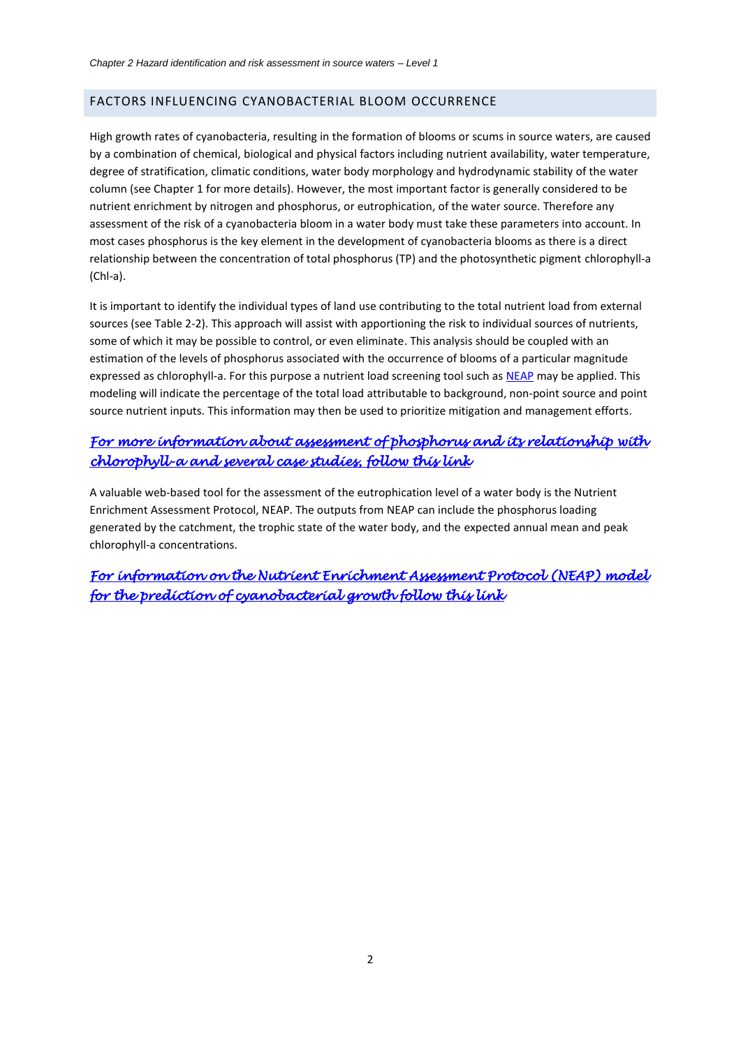## FACTORS INFLUENCING CYANOBACTERIAL BLOOM OCCURRENCE

High growth rates of cyanobacteria, resulting in the formation of blooms or scums in source waters, are caused by a combination of chemical, biological and physical factors including nutrient availability, water temperature, degree of stratification, climatic conditions, water body morphology and hydrodynamic stability of the water column (see Chapter 1 for more details). However, the most important factor is generally considered to be nutrient enrichment by nitrogen and phosphorus, or eutrophication, of the water source. Therefore any assessment of the risk of a cyanobacteria bloom in a water body must take these parameters into account. In most cases phosphorus is the key element in the development of cyanobacteria blooms as there is a direct relationship between the concentration of total phosphorus (TP) and the photosynthetic pigment chlorophyll-a (Chl-a).

It is important to identify the individual types of land use contributing to the total nutrient load from external sources (see Table 2-2). This approach will assist with apportioning the risk to individual sources of nutrients, some of which it may be possible to control, or even eliminate. This analysis should be coupled with an estimation of the levels of phosphorus associated with the occurrence of blooms of a particular magnitude expressed as chlorophyll-a. For this purpose a nutrient load screening tool such as NEAP may be applied. This modeling will indicate the percentage of the total load attributable to background, non-point source and point source nutrient inputs. This information may then be used to prioritize mitigation and management efforts.

*For more information about assessment of phosphorus and its relationship with chlorophyll-a and several case studies, follow this link*

A valuable web-based tool for the assessment of the eutrophication level of a water body is the Nutrient Enrichment Assessment Protocol, NEAP. The outputs from NEAP can include the phosphorus loading generated by the catchment, the trophic state of the water body, and the expected annual mean and peak chlorophyll-a concentrations.

*For information on the Nutrient Enrichment Assessment Protocol (NEAP) model for the prediction of cyanobacterial growth follow this link*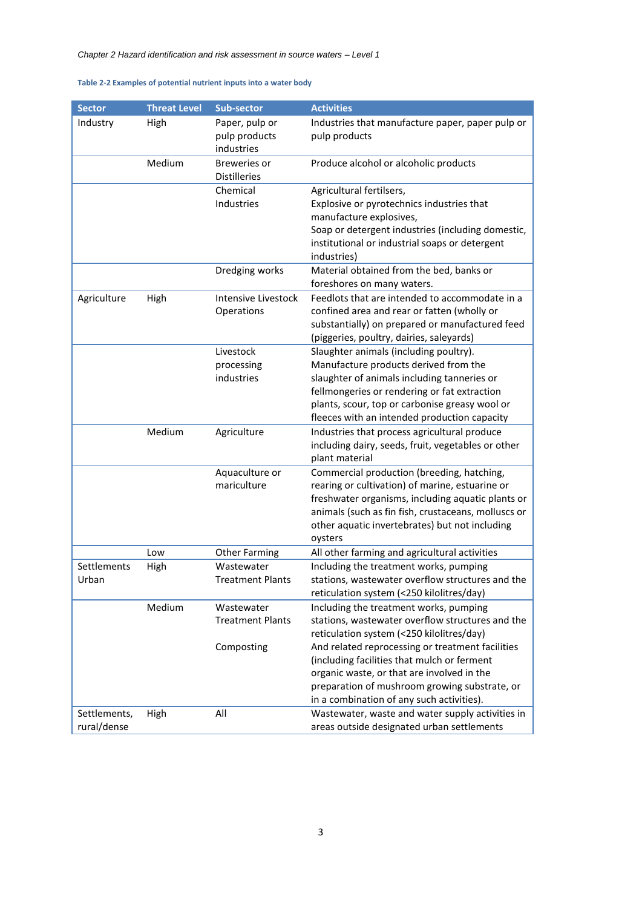**Table 2-2 Examples of potential nutrient inputs into a water body**

| Sector | Threat Level | Sub-sector | Activities |
|---|---|---|---|
| Industry | High | Paper, pulp or pulp products industries | Industries that manufacture paper, paper pulp or pulp products |
| | Medium | Breweries or Distilleries | Produce alcohol or alcoholic products |
| | | Chemical Industries | Agricultural fertilsers, Explosive or pyrotechnics industries that manufacture explosives, Soap or detergent industries (including domestic, institutional or industrial soaps or detergent industries) |
| | | Dredging works | Material obtained from the bed, banks or foreshores on many waters. |
| Agriculture | High | Intensive Livestock Operations | Feedlots that are intended to accommodate in a confined area and rear or fatten (wholly or substantially) on prepared or manufactured feed (piggeries, poultry, dairies, saleyards) |
| | | Livestock processing industries | Slaughter animals (including poultry). Manufacture products derived from the slaughter of animals including tanneries or fellmongeries or rendering or fat extraction plants, scour, top or carbonise greasy wool or fleeces with an intended production capacity |
| | Medium | Agriculture | Industries that process agricultural produce including dairy, seeds, fruit, vegetables or other plant material |
| | | Aquaculture or mariculture | Commercial production (breeding, hatching, rearing or cultivation) of marine, estuarine or freshwater organisms, including aquatic plants or animals (such as fin fish, crustaceans, molluscs or other aquatic invertebrates) but not including oysters |
| | Low | Other Farming | All other farming and agricultural activities |
| Settlements Urban | High | Wastewater Treatment Plants | Including the treatment works, pumping stations, wastewater overflow structures and the reticulation system (<250 kilolitres/day) |
| | Medium | Wastewater Treatment Plants<br><br>Composting | Including the treatment works, pumping stations, wastewater overflow structures and the reticulation system (<250 kilolitres/day)<br>And related reprocessing or treatment facilities (including facilities that mulch or ferment organic waste, or that are involved in the preparation of mushroom growing substrate, or in a combination of any such activities). |
| Settlements, rural/dense | High | All | Wastewater, waste and water supply activities in areas outside designated urban settlements |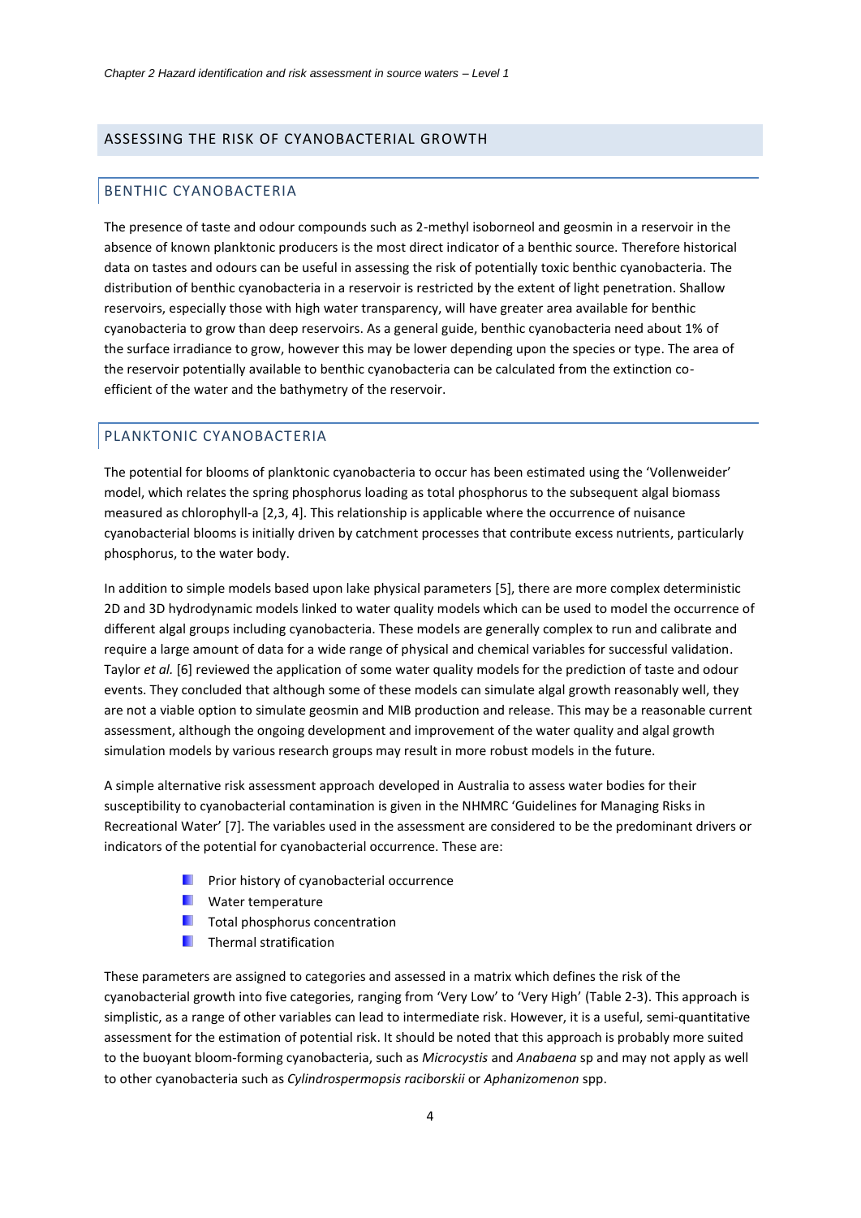## ASSESSING THE RISK OF CYANOBACTERIAL GROWTH

### BENTHIC CYANOBACTERIA

The presence of taste and odour compounds such as 2-methyl isoborneol and geosmin in a reservoir in the absence of known planktonic producers is the most direct indicator of a benthic source. Therefore historical data on tastes and odours can be useful in assessing the risk of potentially toxic benthic cyanobacteria. The distribution of benthic cyanobacteria in a reservoir is restricted by the extent of light penetration. Shallow reservoirs, especially those with high water transparency, will have greater area available for benthic cyanobacteria to grow than deep reservoirs. As a general guide, benthic cyanobacteria need about 1% of the surface irradiance to grow, however this may be lower depending upon the species or type. The area of the reservoir potentially available to benthic cyanobacteria can be calculated from the extinction co-efficient of the water and the bathymetry of the reservoir.

### PLANKTONIC CYANOBACTERIA

The potential for blooms of planktonic cyanobacteria to occur has been estimated using the 'Vollenweider' model, which relates the spring phosphorus loading as total phosphorus to the subsequent algal biomass measured as chlorophyll-a [2,3, 4]. This relationship is applicable where the occurrence of nuisance cyanobacterial blooms is initially driven by catchment processes that contribute excess nutrients, particularly phosphorus, to the water body.

In addition to simple models based upon lake physical parameters [5], there are more complex deterministic 2D and 3D hydrodynamic models linked to water quality models which can be used to model the occurrence of different algal groups including cyanobacteria. These models are generally complex to run and calibrate and require a large amount of data for a wide range of physical and chemical variables for successful validation. Taylor *et al.* [6] reviewed the application of some water quality models for the prediction of taste and odour events. They concluded that although some of these models can simulate algal growth reasonably well, they are not a viable option to simulate geosmin and MIB production and release. This may be a reasonable current assessment, although the ongoing development and improvement of the water quality and algal growth simulation models by various research groups may result in more robust models in the future.

A simple alternative risk assessment approach developed in Australia to assess water bodies for their susceptibility to cyanobacterial contamination is given in the NHMRC 'Guidelines for Managing Risks in Recreational Water' [7]. The variables used in the assessment are considered to be the predominant drivers or indicators of the potential for cyanobacterial occurrence. These are:

- Prior history of cyanobacterial occurrence
- Water temperature
- Total phosphorus concentration
- Thermal stratification

These parameters are assigned to categories and assessed in a matrix which defines the risk of the cyanobacterial growth into five categories, ranging from 'Very Low' to 'Very High' (Table 2-3). This approach is simplistic, as a range of other variables can lead to intermediate risk. However, it is a useful, semi-quantitative assessment for the estimation of potential risk. It should be noted that this approach is probably more suited to the buoyant bloom-forming cyanobacteria, such as *Microcystis* and *Anabaena* sp and may not apply as well to other cyanobacteria such as *Cylindrospermopsis raciborskii* or *Aphanizomenon* spp.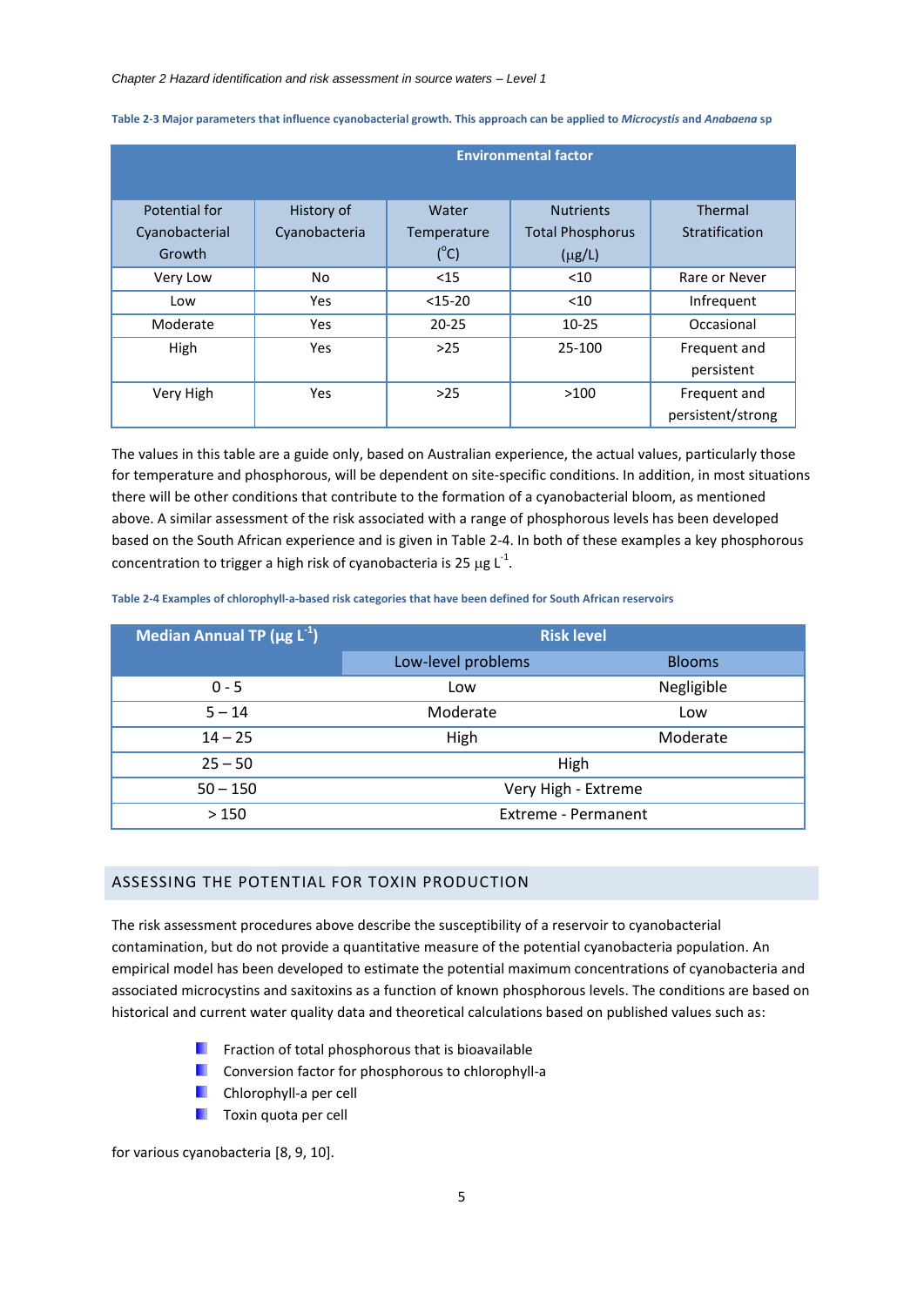**Table 2-3 Major parameters that influence cyanobacterial growth. This approach can be applied to *Microcystis* and *Anabaena* sp**

| | Environmental factor | | | |
|---|---|---|---|---|
| Potential for Cyanobacterial Growth | History of Cyanobacteria | Water Temperature (°C) | Nutrients Total Phosphorus (µg/L) | Thermal Stratification |
| Very Low | No | <15 | <10 | Rare or Never |
| Low | Yes | <15-20 | <10 | Infrequent |
| Moderate | Yes | 20-25 | 10-25 | Occasional |
| High | Yes | >25 | 25-100 | Frequent and persistent |
| Very High | Yes | >25 | >100 | Frequent and persistent/strong |

The values in this table are a guide only, based on Australian experience, the actual values, particularly those for temperature and phosphorous, will be dependent on site-specific conditions. In addition, in most situations there will be other conditions that contribute to the formation of a cyanobacterial bloom, as mentioned above. A similar assessment of the risk associated with a range of phosphorous levels has been developed based on the South African experience and is given in Table 2-4. In both of these examples a key phosphorous concentration to trigger a high risk of cyanobacteria is 25 µg $L^{-1}$.

**Table 2-4 Examples of chlorophyll-a-based risk categories that have been defined for South African reservoirs**

| Median Annual TP (µg $L^{-1}$) | Risk level | |
|---|---|---|
| | Low-level problems | Blooms |
| 0 - 5 | Low | Negligible |
| 5 – 14 | Moderate | Low |
| 14 – 25 | High | Moderate |
| 25 – 50 | High | |
| 50 – 150 | Very High - Extreme | |
| > 150 | Extreme - Permanent | |

## ASSESSING THE POTENTIAL FOR TOXIN PRODUCTION

The risk assessment procedures above describe the susceptibility of a reservoir to cyanobacterial contamination, but do not provide a quantitative measure of the potential cyanobacteria population. An empirical model has been developed to estimate the potential maximum concentrations of cyanobacteria and associated microcystins and saxitoxins as a function of known phosphorous levels. The conditions are based on historical and current water quality data and theoretical calculations based on published values such as:

- Fraction of total phosphorous that is bioavailable
- Conversion factor for phosphorous to chlorophyll-a
- Chlorophyll-a per cell
- Toxin quota per cell

for various cyanobacteria [8, 9, 10].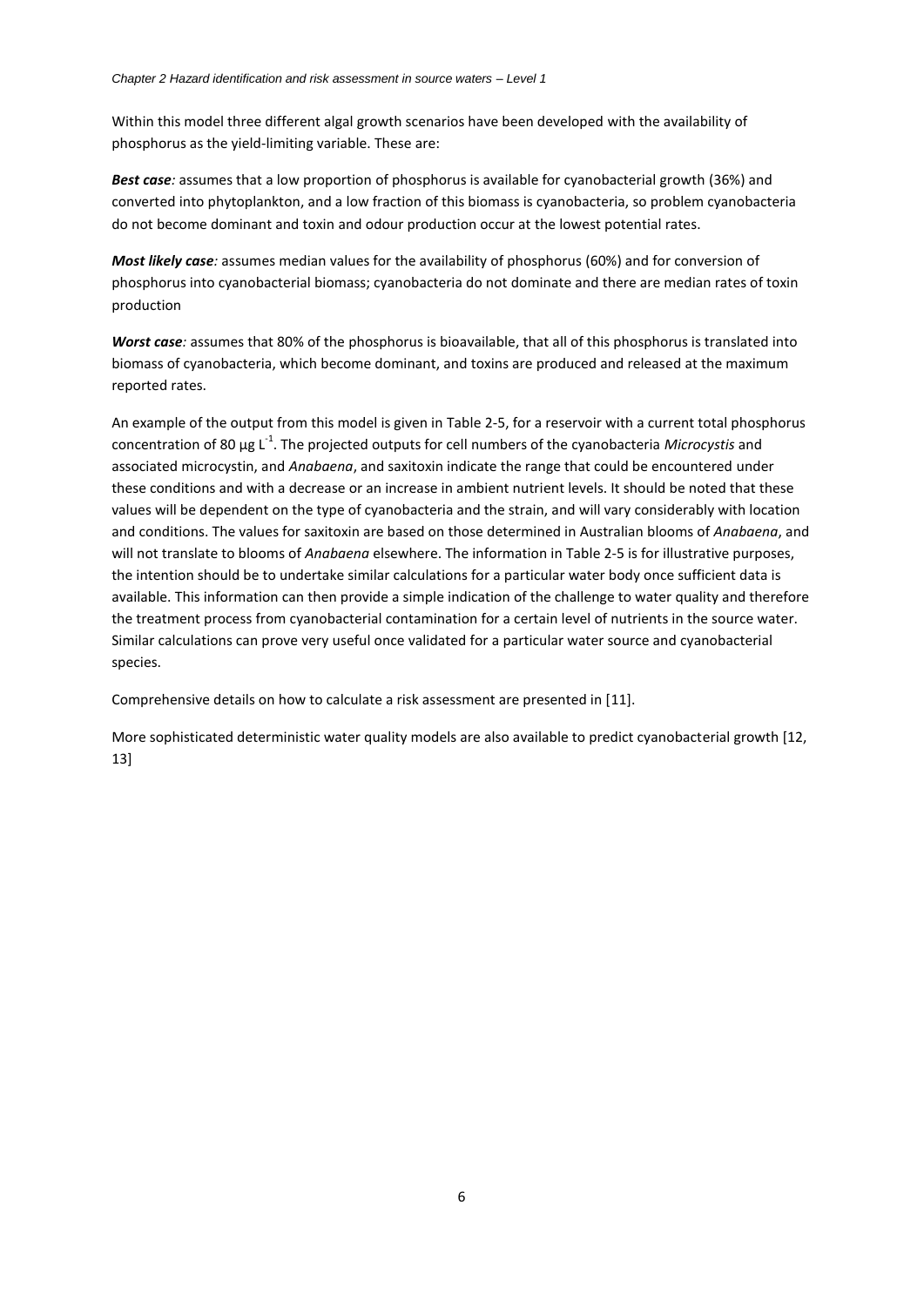Within this model three different algal growth scenarios have been developed with the availability of phosphorus as the yield-limiting variable. These are:

***Best case****:* assumes that a low proportion of phosphorus is available for cyanobacterial growth (36%) and converted into phytoplankton, and a low fraction of this biomass is cyanobacteria, so problem cyanobacteria do not become dominant and toxin and odour production occur at the lowest potential rates.

***Most likely case****:* assumes median values for the availability of phosphorus (60%) and for conversion of phosphorus into cyanobacterial biomass; cyanobacteria do not dominate and there are median rates of toxin production

***Worst case****:* assumes that 80% of the phosphorus is bioavailable, that all of this phosphorus is translated into biomass of cyanobacteria, which become dominant, and toxins are produced and released at the maximum reported rates.

An example of the output from this model is given in Table 2-5, for a reservoir with a current total phosphorus concentration of 80 µg $L^{-1}$. The projected outputs for cell numbers of the cyanobacteria *Microcystis* and associated microcystin, and *Anabaena*, and saxitoxin indicate the range that could be encountered under these conditions and with a decrease or an increase in ambient nutrient levels. It should be noted that these values will be dependent on the type of cyanobacteria and the strain, and will vary considerably with location and conditions. The values for saxitoxin are based on those determined in Australian blooms of *Anabaena*, and will not translate to blooms of *Anabaena* elsewhere. The information in Table 2-5 is for illustrative purposes, the intention should be to undertake similar calculations for a particular water body once sufficient data is available. This information can then provide a simple indication of the challenge to water quality and therefore the treatment process from cyanobacterial contamination for a certain level of nutrients in the source water. Similar calculations can prove very useful once validated for a particular water source and cyanobacterial species.

Comprehensive details on how to calculate a risk assessment are presented in [11].

More sophisticated deterministic water quality models are also available to predict cyanobacterial growth [12, 13]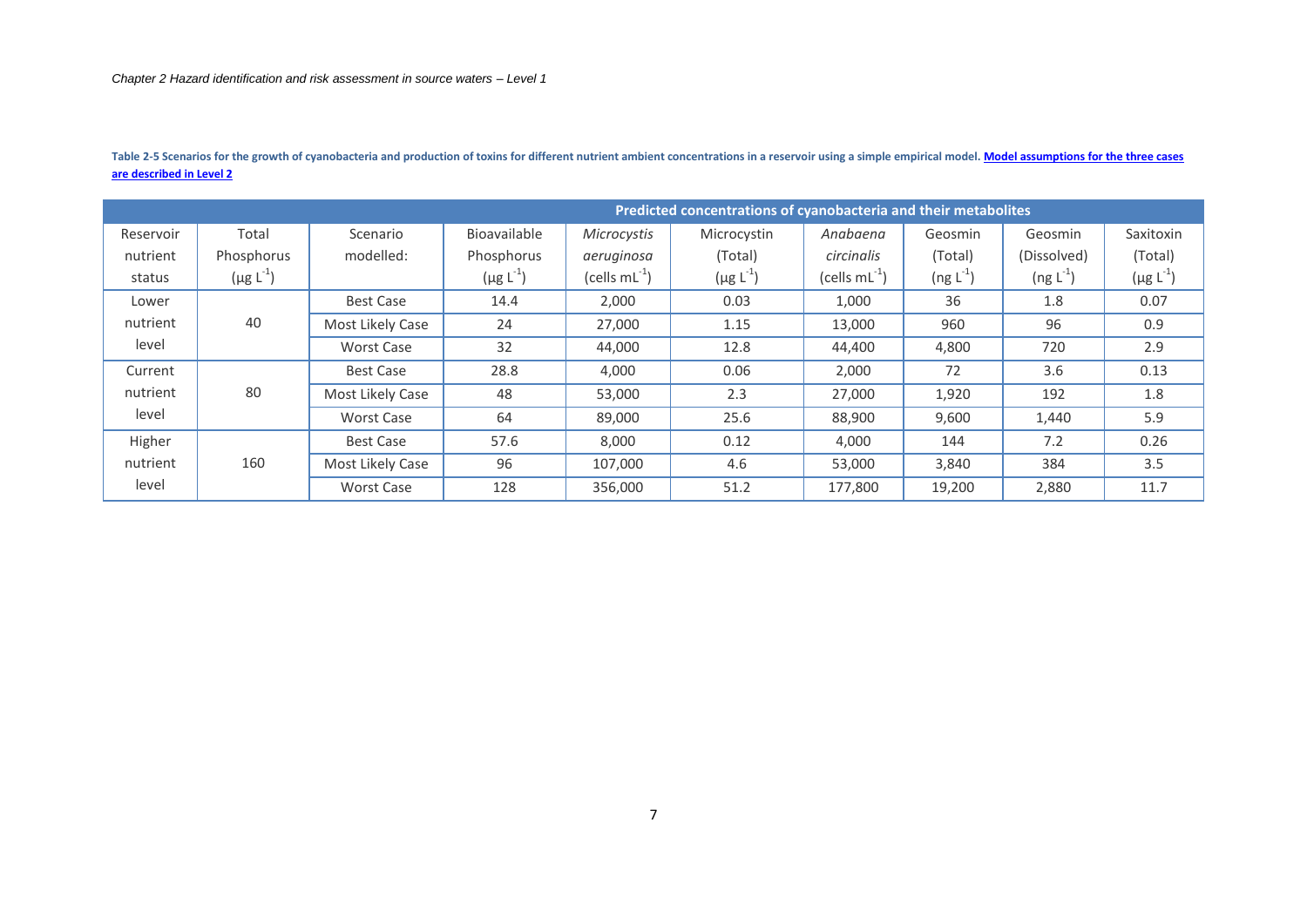**Table 2-5 Scenarios for the growth of cyanobacteria and production of toxins for different nutrient ambient concentrations in a reservoir using a simple empirical model. Model assumptions for the three cases are described in Level 2**

| Reservoir nutrient status | Total Phosphorus ($\mu g\ L^{-1}$) | Scenario modelled: | Predicted concentrations of cyanobacteria and their metabolites | | | | | | |
|---|---|---|---|---|---|---|---|---|---|
| | | | Bioavailable Phosphorus ($\mu g\ L^{-1}$) | *Microcystis aeruginosa* (cells $mL^{-1}$) | Microcystin (Total) ($\mu g\ L^{-1}$) | *Anabaena circinalis* (cells $mL^{-1}$) | Geosmin (Total) ($ng\ L^{-1}$) | Geosmin (Dissolved) ($ng\ L^{-1}$) | Saxitoxin (Total) ($\mu g\ L^{-1}$) |
| Lower nutrient level | 40 | Best Case | 14.4 | 2,000 | 0.03 | 1,000 | 36 | 1.8 | 0.07 |
| | | Most Likely Case | 24 | 27,000 | 1.15 | 13,000 | 960 | 96 | 0.9 |
| | | Worst Case | 32 | 44,000 | 12.8 | 44,400 | 4,800 | 720 | 2.9 |
| Current nutrient level | 80 | Best Case | 28.8 | 4,000 | 0.06 | 2,000 | 72 | 3.6 | 0.13 |
| | | Most Likely Case | 48 | 53,000 | 2.3 | 27,000 | 1,920 | 192 | 1.8 |
| | | Worst Case | 64 | 89,000 | 25.6 | 88,900 | 9,600 | 1,440 | 5.9 |
| Higher nutrient level | 160 | Best Case | 57.6 | 8,000 | 0.12 | 4,000 | 144 | 7.2 | 0.26 |
| | | Most Likely Case | 96 | 107,000 | 4.6 | 53,000 | 3,840 | 384 | 3.5 |
| | | Worst Case | 128 | 356,000 | 51.2 | 177,800 | 19,200 | 2,880 | 11.7 |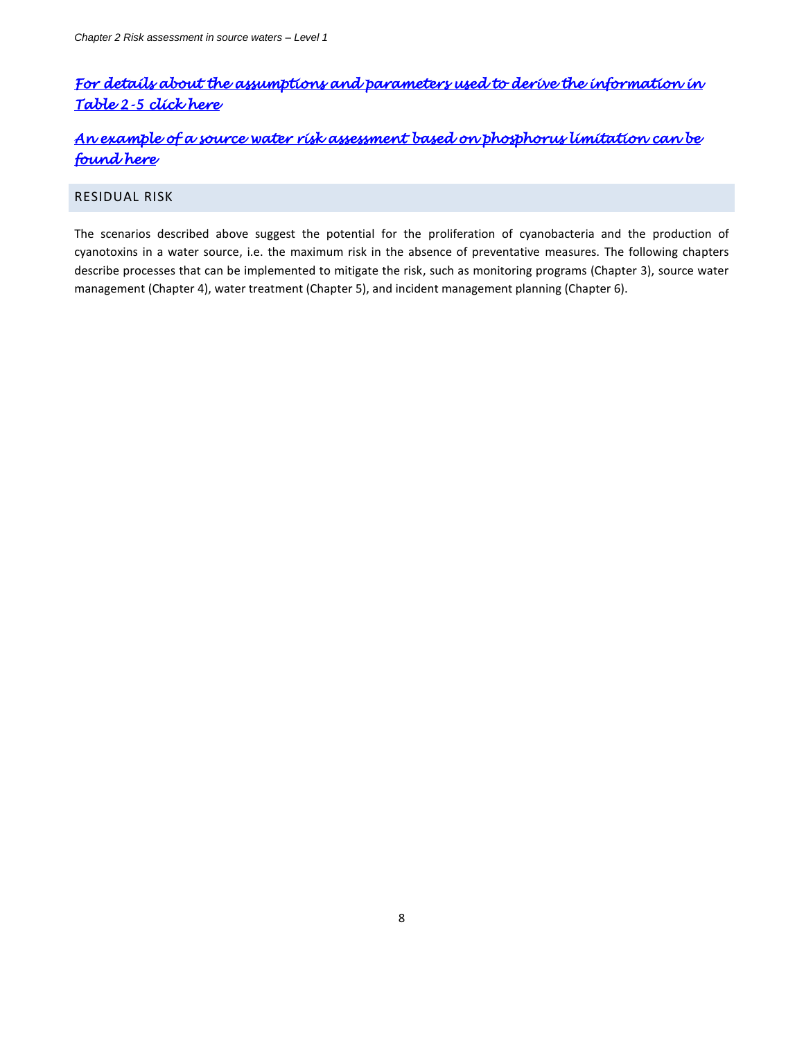*For details about the assumptions and parameters used to derive the information in Table 2-5 click here*

*An example of a source water risk assessment based on phosphorus limitation can be found here*

## RESIDUAL RISK

The scenarios described above suggest the potential for the proliferation of cyanobacteria and the production of cyanotoxins in a water source, i.e. the maximum risk in the absence of preventative measures. The following chapters describe processes that can be implemented to mitigate the risk, such as monitoring programs (Chapter 3), source water management (Chapter 4), water treatment (Chapter 5), and incident management planning (Chapter 6).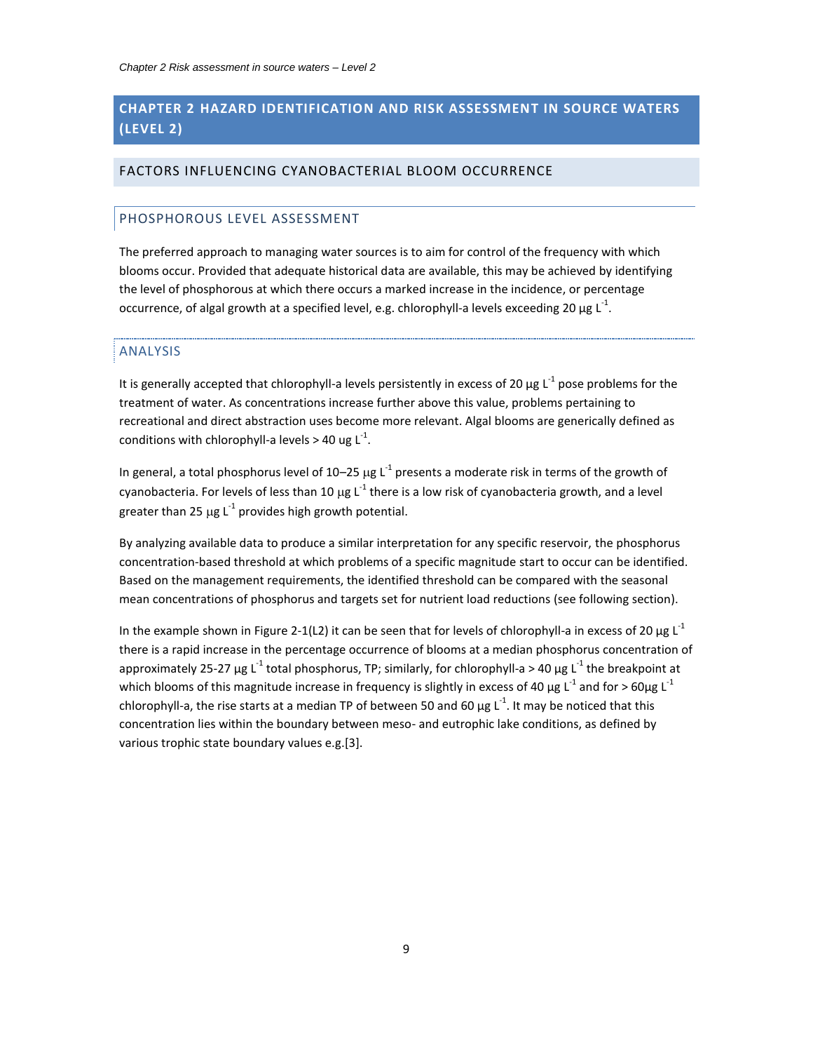# CHAPTER 2 HAZARD IDENTIFICATION AND RISK ASSESSMENT IN SOURCE WATERS (LEVEL 2)

## FACTORS INFLUENCING CYANOBACTERIAL BLOOM OCCURRENCE

### PHOSPHOROUS LEVEL ASSESSMENT

The preferred approach to managing water sources is to aim for control of the frequency with which blooms occur. Provided that adequate historical data are available, this may be achieved by identifying the level of phosphorous at which there occurs a marked increase in the incidence, or percentage occurrence, of algal growth at a specified level, e.g. chlorophyll-a levels exceeding 20 µg $L^{-1}$.

#### ANALYSIS

It is generally accepted that chlorophyll-a levels persistently in excess of 20 µg $L^{-1}$ pose problems for the treatment of water. As concentrations increase further above this value, problems pertaining to recreational and direct abstraction uses become more relevant. Algal blooms are generically defined as conditions with chlorophyll-a levels > 40 ug $L^{-1}$.

In general, a total phosphorus level of 10–25 µg $L^{-1}$ presents a moderate risk in terms of the growth of cyanobacteria. For levels of less than 10 µg $L^{-1}$ there is a low risk of cyanobacteria growth, and a level greater than 25 µg $L^{-1}$ provides high growth potential.

By analyzing available data to produce a similar interpretation for any specific reservoir, the phosphorus concentration-based threshold at which problems of a specific magnitude start to occur can be identified. Based on the management requirements, the identified threshold can be compared with the seasonal mean concentrations of phosphorus and targets set for nutrient load reductions (see following section).

In the example shown in Figure 2-1(L2) it can be seen that for levels of chlorophyll-a in excess of 20 µg $L^{-1}$ there is a rapid increase in the percentage occurrence of blooms at a median phosphorus concentration of approximately 25-27 µg $L^{-1}$ total phosphorus, TP; similarly, for chlorophyll-a > 40 µg $L^{-1}$ the breakpoint at which blooms of this magnitude increase in frequency is slightly in excess of 40 µg $L^{-1}$ and for > 60µg $L^{-1}$ chlorophyll-a, the rise starts at a median TP of between 50 and 60 µg $L^{-1}$. It may be noticed that this concentration lies within the boundary between meso- and eutrophic lake conditions, as defined by various trophic state boundary values e.g.[3].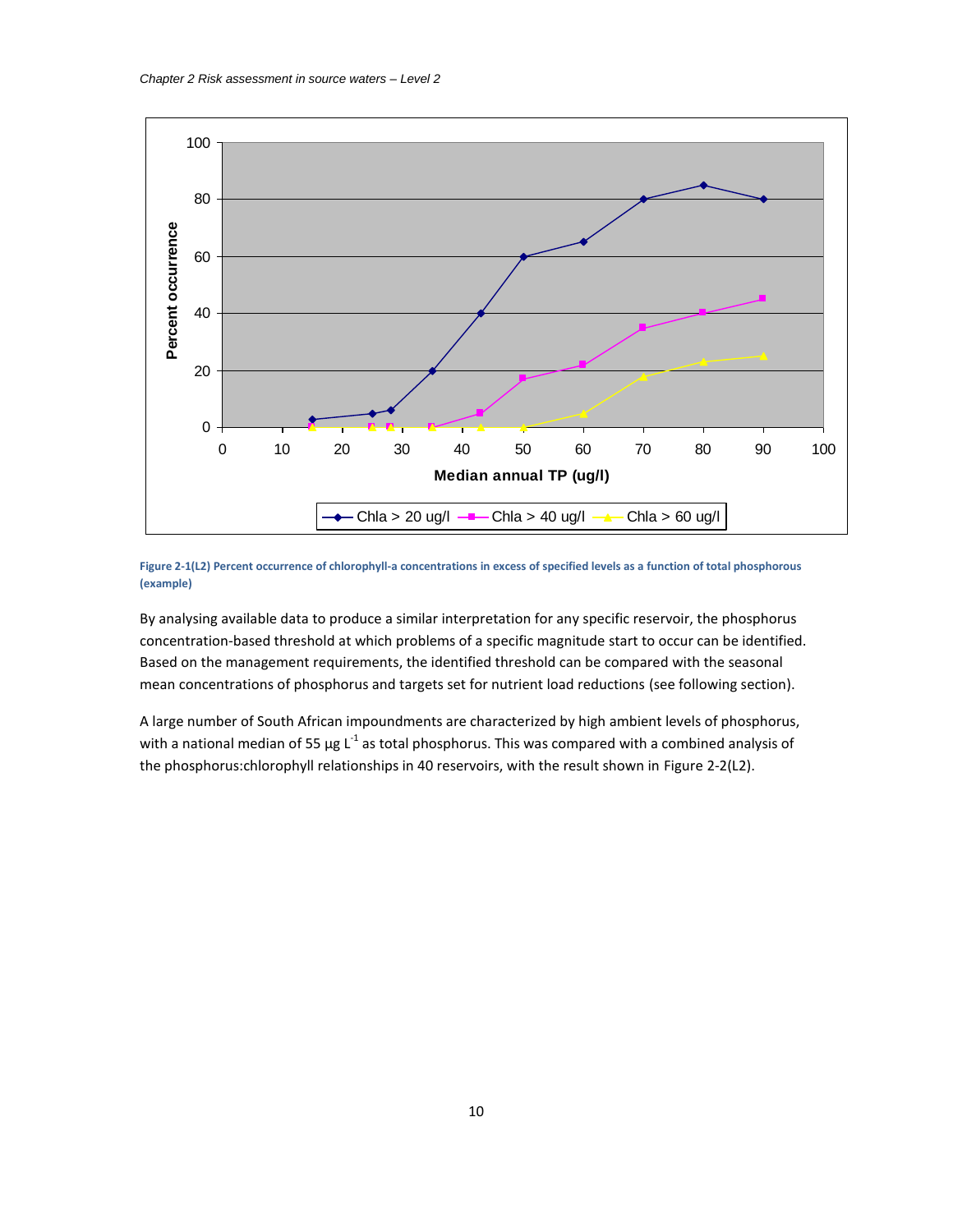Figure 2-1(L2) Percent occurrence of chlorophyll-a concentrations in excess of specified levels as a function of total phosphorous (example)

By analysing available data to produce a similar interpretation for any specific reservoir, the phosphorus concentration-based threshold at which problems of a specific magnitude start to occur can be identified. Based on the management requirements, the identified threshold can be compared with the seasonal mean concentrations of phosphorus and targets set for nutrient load reductions (see following section).

A large number of South African impoundments are characterized by high ambient levels of phosphorus, with a national median of 55 µg $L^{-1}$ as total phosphorus. This was compared with a combined analysis of the phosphorus:chlorophyll relationships in 40 reservoirs, with the result shown in Figure 2-2(L2).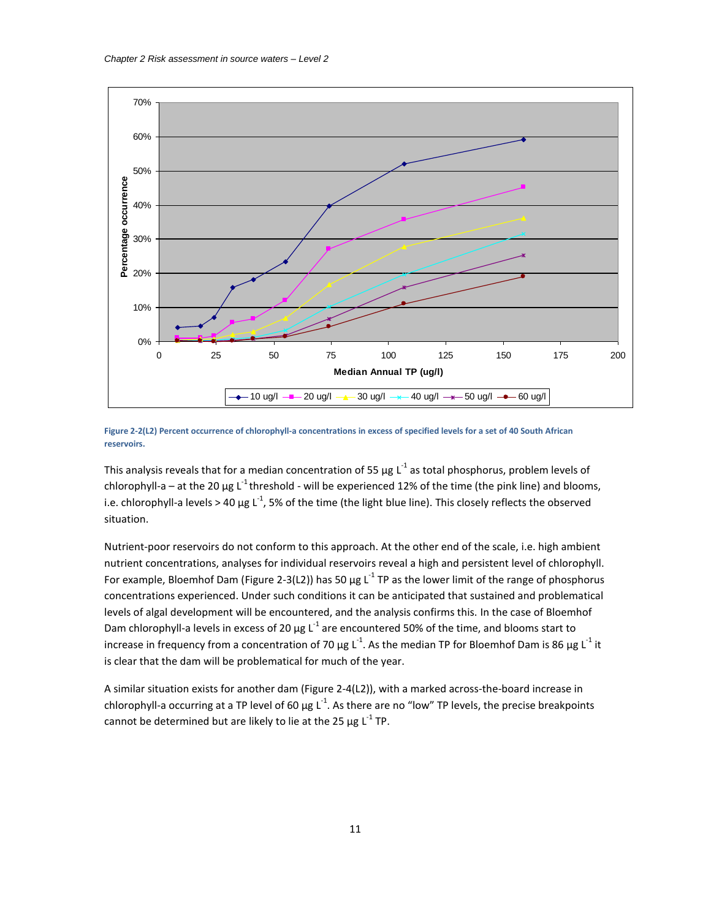Figure 2-2(L2) Percent occurrence of chlorophyll-a concentrations in excess of specified levels for a set of 40 South African reservoirs.

This analysis reveals that for a median concentration of 55 µg $L^{-1}$ as total phosphorus, problem levels of chlorophyll-a – at the 20 µg $L^{-1}$ threshold - will be experienced 12% of the time (the pink line) and blooms, i.e. chlorophyll-a levels > 40 µg $L^{-1}$, 5% of the time (the light blue line). This closely reflects the observed situation.

Nutrient-poor reservoirs do not conform to this approach. At the other end of the scale, i.e. high ambient nutrient concentrations, analyses for individual reservoirs reveal a high and persistent level of chlorophyll. For example, Bloemhof Dam (Figure 2-3(L2)) has 50 µg $L^{-1}$ TP as the lower limit of the range of phosphorus concentrations experienced. Under such conditions it can be anticipated that sustained and problematical levels of algal development will be encountered, and the analysis confirms this. In the case of Bloemhof Dam chlorophyll-a levels in excess of 20 µg $L^{-1}$ are encountered 50% of the time, and blooms start to increase in frequency from a concentration of 70 µg $L^{-1}$. As the median TP for Bloemhof Dam is 86 µg $L^{-1}$ it is clear that the dam will be problematical for much of the year.

A similar situation exists for another dam (Figure 2-4(L2)), with a marked across-the-board increase in chlorophyll-a occurring at a TP level of 60 µg $L^{-1}$. As there are no "low" TP levels, the precise breakpoints cannot be determined but are likely to lie at the 25 µg $L^{-1}$ TP.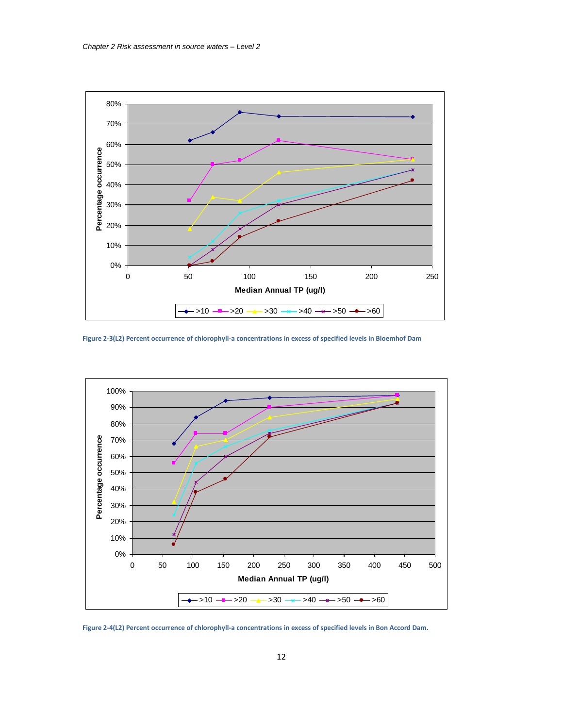Figure 2-3(L2) Percent occurrence of chlorophyll-a concentrations in excess of specified levels in Bloemhof Dam

Figure 2-4(L2) Percent occurrence of chlorophyll-a concentrations in excess of specified levels in Bon Accord Dam.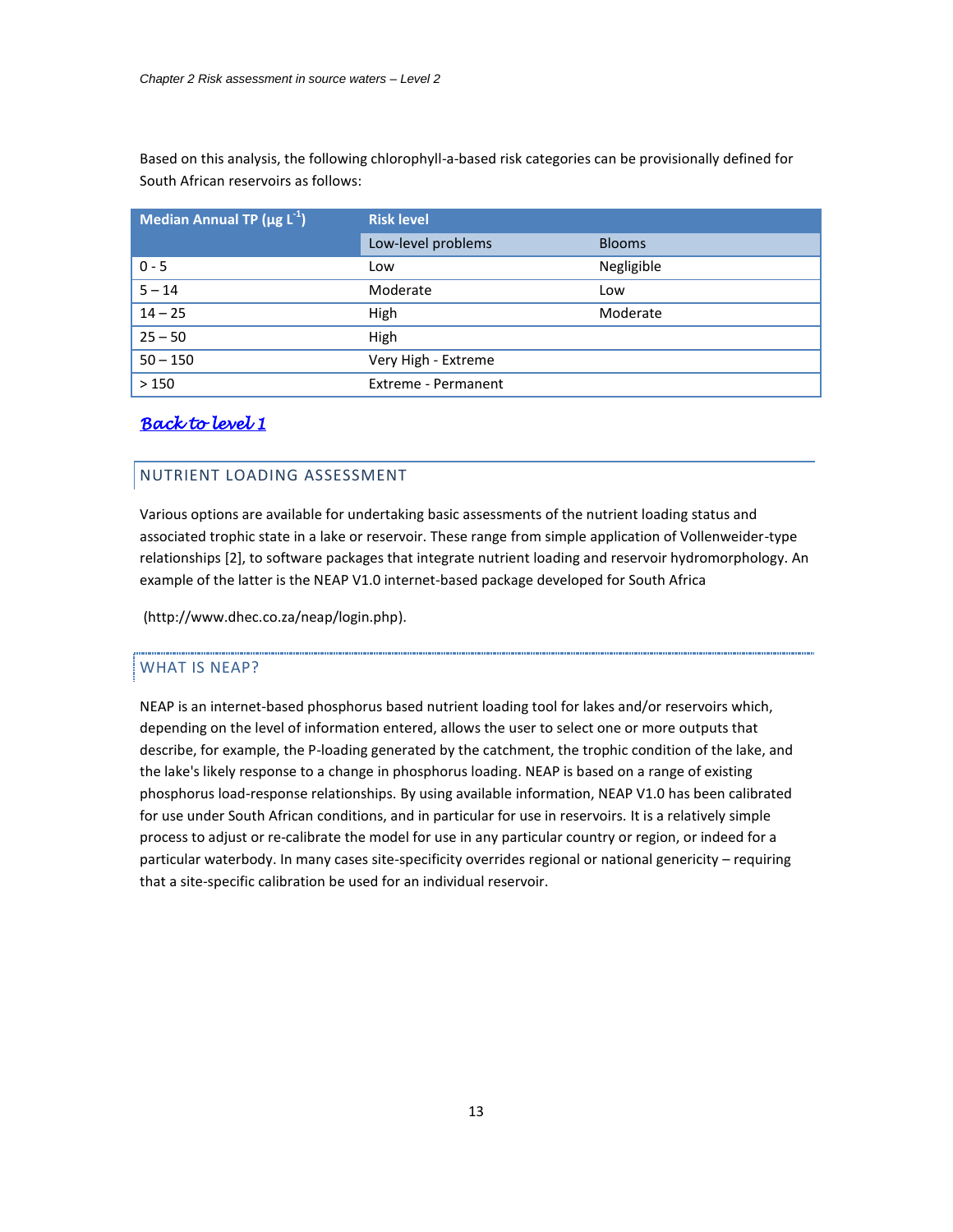Based on this analysis, the following chlorophyll-a-based risk categories can be provisionally defined for South African reservoirs as follows:

| Median Annual TP (µg $L^{-1}$) | Risk level | |
|---|---|---|
| | Low-level problems | Blooms |
| 0 - 5 | Low | Negligible |
| 5 – 14 | Moderate | Low |
| 14 – 25 | High | Moderate |
| 25 – 50 | High | |
| 50 – 150 | Very High - Extreme | |
| > 150 | Extreme - Permanent | |

***Back to level 1***

## NUTRIENT LOADING ASSESSMENT

Various options are available for undertaking basic assessments of the nutrient loading status and associated trophic state in a lake or reservoir. These range from simple application of Vollenweider-type relationships [2], to software packages that integrate nutrient loading and reservoir hydromorphology. An example of the latter is the NEAP V1.0 internet-based package developed for South Africa

(http://www.dhec.co.za/neap/login.php).

### WHAT IS NEAP?

NEAP is an internet-based phosphorus based nutrient loading tool for lakes and/or reservoirs which, depending on the level of information entered, allows the user to select one or more outputs that describe, for example, the P-loading generated by the catchment, the trophic condition of the lake, and the lake's likely response to a change in phosphorus loading. NEAP is based on a range of existing phosphorus load-response relationships. By using available information, NEAP V1.0 has been calibrated for use under South African conditions, and in particular for use in reservoirs. It is a relatively simple process to adjust or re-calibrate the model for use in any particular country or region, or indeed for a particular waterbody. In many cases site-specificity overrides regional or national genericity – requiring that a site-specific calibration be used for an individual reservoir.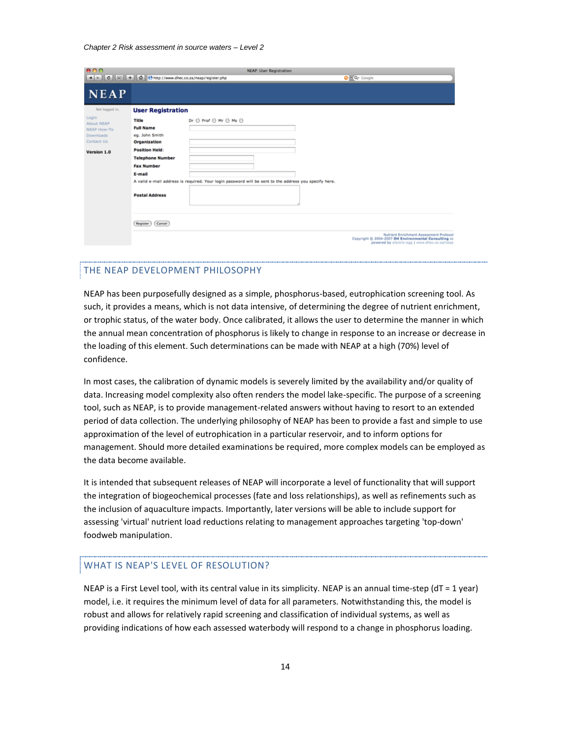## THE NEAP DEVELOPMENT PHILOSOPHY

NEAP has been purposefully designed as a simple, phosphorus-based, eutrophication screening tool. As such, it provides a means, which is not data intensive, of determining the degree of nutrient enrichment, or trophic status, of the water body. Once calibrated, it allows the user to determine the manner in which the annual mean concentration of phosphorus is likely to change in response to an increase or decrease in the loading of this element. Such determinations can be made with NEAP at a high (70%) level of confidence.

In most cases, the calibration of dynamic models is severely limited by the availability and/or quality of data. Increasing model complexity also often renders the model lake-specific. The purpose of a screening tool, such as NEAP, is to provide management-related answers without having to resort to an extended period of data collection. The underlying philosophy of NEAP has been to provide a fast and simple to use approximation of the level of eutrophication in a particular reservoir, and to inform options for management. Should more detailed examinations be required, more complex models can be employed as the data become available.

It is intended that subsequent releases of NEAP will incorporate a level of functionality that will support the integration of biogeochemical processes (fate and loss relationships), as well as refinements such as the inclusion of aquaculture impacts. Importantly, later versions will be able to include support for assessing 'virtual' nutrient load reductions relating to management approaches targeting 'top-down' foodweb manipulation.

## WHAT IS NEAP'S LEVEL OF RESOLUTION?

NEAP is a First Level tool, with its central value in its simplicity. NEAP is an annual time-step (dT = 1 year) model, i.e. it requires the minimum level of data for all parameters. Notwithstanding this, the model is robust and allows for relatively rapid screening and classification of individual systems, as well as providing indications of how each assessed waterbody will respond to a change in phosphorus loading.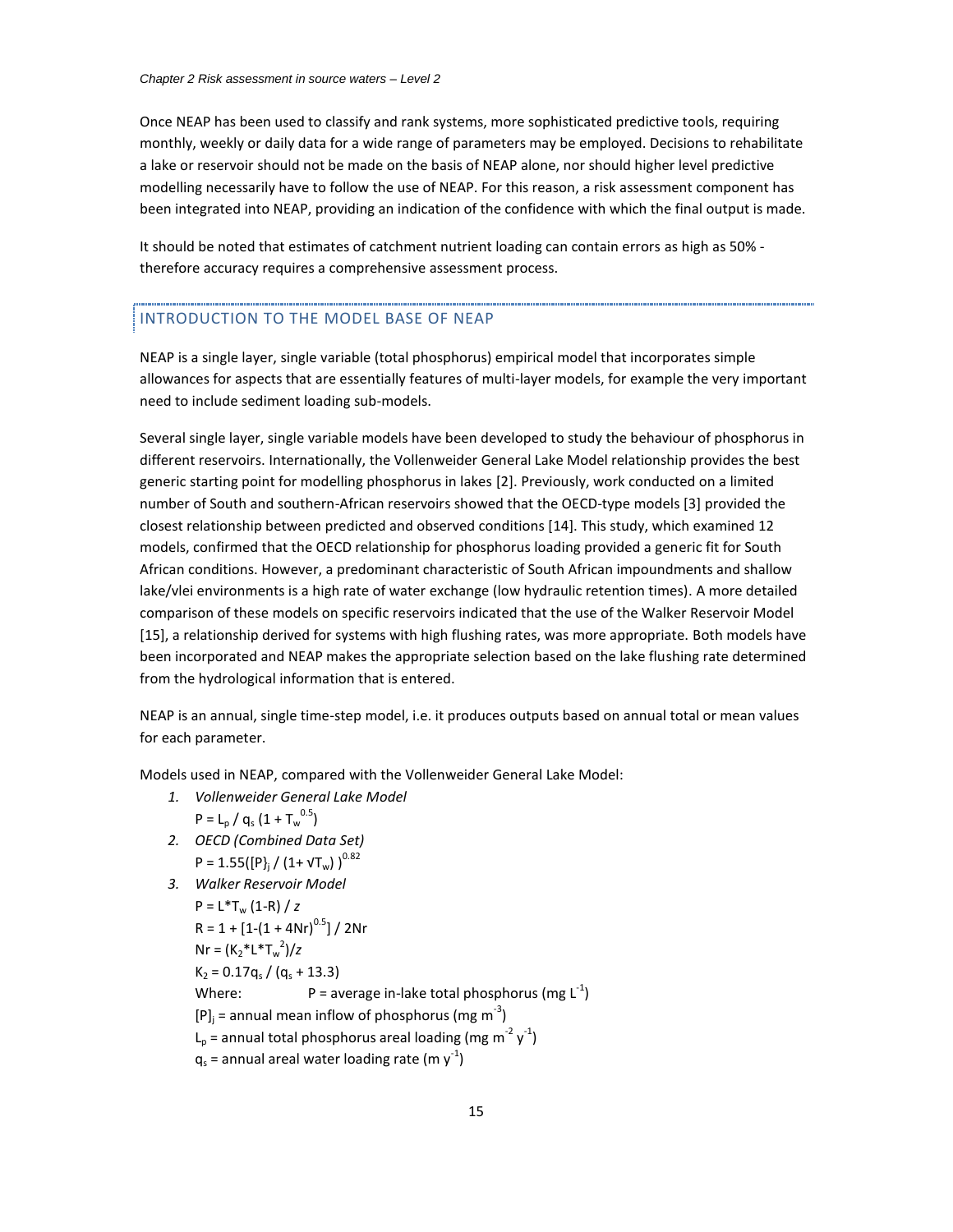Once NEAP has been used to classify and rank systems, more sophisticated predictive tools, requiring monthly, weekly or daily data for a wide range of parameters may be employed. Decisions to rehabilitate a lake or reservoir should not be made on the basis of NEAP alone, nor should higher level predictive modelling necessarily have to follow the use of NEAP. For this reason, a risk assessment component has been integrated into NEAP, providing an indication of the confidence with which the final output is made.

It should be noted that estimates of catchment nutrient loading can contain errors as high as 50% - therefore accuracy requires a comprehensive assessment process.

## INTRODUCTION TO THE MODEL BASE OF NEAP

NEAP is a single layer, single variable (total phosphorus) empirical model that incorporates simple allowances for aspects that are essentially features of multi-layer models, for example the very important need to include sediment loading sub-models.

Several single layer, single variable models have been developed to study the behaviour of phosphorus in different reservoirs. Internationally, the Vollenweider General Lake Model relationship provides the best generic starting point for modelling phosphorus in lakes [2]. Previously, work conducted on a limited number of South and southern-African reservoirs showed that the OECD-type models [3] provided the closest relationship between predicted and observed conditions [14]. This study, which examined 12 models, confirmed that the OECD relationship for phosphorus loading provided a generic fit for South African conditions. However, a predominant characteristic of South African impoundments and shallow lake/vlei environments is a high rate of water exchange (low hydraulic retention times). A more detailed comparison of these models on specific reservoirs indicated that the use of the Walker Reservoir Model [15], a relationship derived for systems with high flushing rates, was more appropriate. Both models have been incorporated and NEAP makes the appropriate selection based on the lake flushing rate determined from the hydrological information that is entered.

NEAP is an annual, single time-step model, i.e. it produces outputs based on annual total or mean values for each parameter.

Models used in NEAP, compared with the Vollenweider General Lake Model:

1. *Vollenweider General Lake Model*
   $P = L_p / q_s (1 + T_w^{0.5})$
2. *OECD (Combined Data Set)*
   $P = 1.55([P]_j / (1+ \sqrt{T_w}) )^{0.82}$
3. *Walker Reservoir Model*
   $P = L^*T_w (1-R) / z$
   $R = 1 + [1-(1 + 4Nr)^{0.5}] / 2Nr$
   $Nr = (K_2^*L^*T_w^2)/z$
   $K_2 = 0.17q_s / (q_s + 13.3)$
   Where: $P$ = average in-lake total phosphorus (mg $L^{-1}$)
   $[P]_j$ = annual mean inflow of phosphorus (mg $m^{-3}$)
   $L_p$ = annual total phosphorus areal loading (mg $m^{-2}$ $y^{-1}$)
   $q_s$ = annual areal water loading rate (m $y^{-1}$)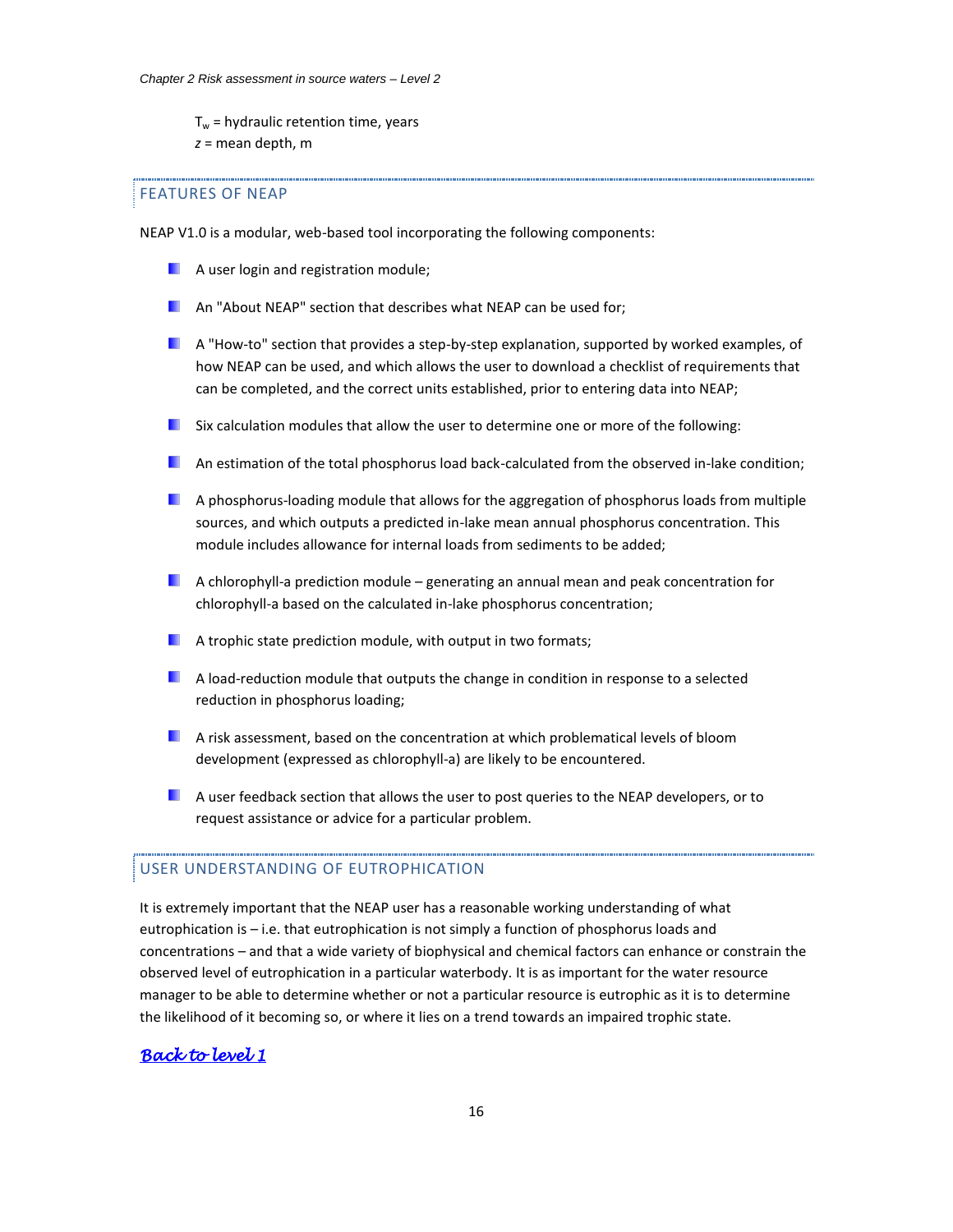$T_w$ = hydraulic retention time, years

$z$ = mean depth, m

## FEATURES OF NEAP

NEAP V1.0 is a modular, web-based tool incorporating the following components:

- A user login and registration module;
- An "About NEAP" section that describes what NEAP can be used for;
- A "How-to" section that provides a step-by-step explanation, supported by worked examples, of how NEAP can be used, and which allows the user to download a checklist of requirements that can be completed, and the correct units established, prior to entering data into NEAP;
- Six calculation modules that allow the user to determine one or more of the following:
- An estimation of the total phosphorus load back-calculated from the observed in-lake condition;
- A phosphorus-loading module that allows for the aggregation of phosphorus loads from multiple sources, and which outputs a predicted in-lake mean annual phosphorus concentration. This module includes allowance for internal loads from sediments to be added;
- A chlorophyll-a prediction module – generating an annual mean and peak concentration for chlorophyll-a based on the calculated in-lake phosphorus concentration;
- A trophic state prediction module, with output in two formats;
- A load-reduction module that outputs the change in condition in response to a selected reduction in phosphorus loading;
- A risk assessment, based on the concentration at which problematical levels of bloom development (expressed as chlorophyll-a) are likely to be encountered.
- A user feedback section that allows the user to post queries to the NEAP developers, or to request assistance or advice for a particular problem.

## USER UNDERSTANDING OF EUTROPHICATION

It is extremely important that the NEAP user has a reasonable working understanding of what eutrophication is – i.e. that eutrophication is not simply a function of phosphorus loads and concentrations – and that a wide variety of biophysical and chemical factors can enhance or constrain the observed level of eutrophication in a particular waterbody. It is as important for the water resource manager to be able to determine whether or not a particular resource is eutrophic as it is to determine the likelihood of it becoming so, or where it lies on a trend towards an impaired trophic state.

*Back to level 1*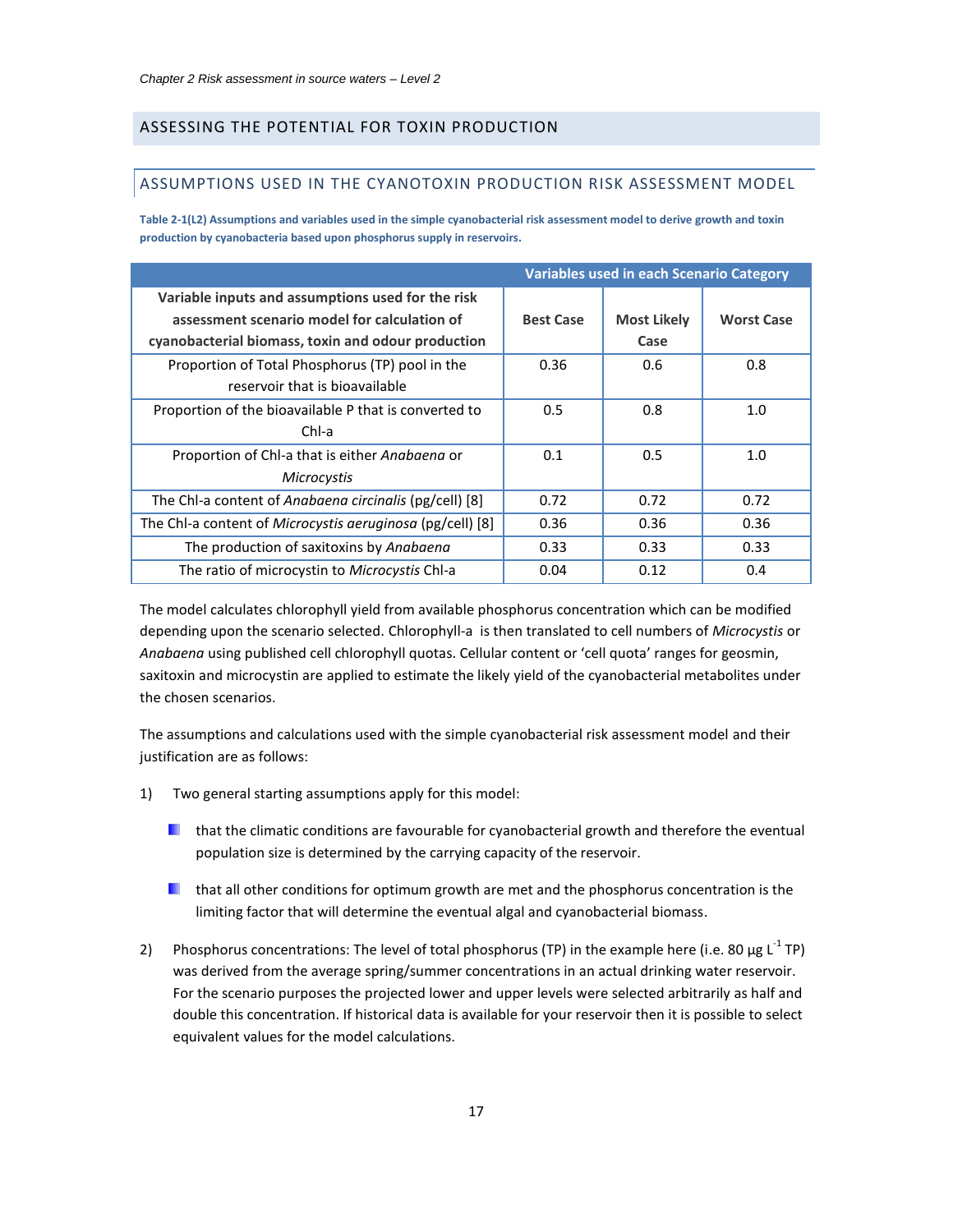## ASSESSING THE POTENTIAL FOR TOXIN PRODUCTION

### ASSUMPTIONS USED IN THE CYANOTOXIN PRODUCTION RISK ASSESSMENT MODEL

**Table 2-1(L2) Assumptions and variables used in the simple cyanobacterial risk assessment model to derive growth and toxin production by cyanobacteria based upon phosphorus supply in reservoirs.**

| | Variables used in each Scenario Category | | |
|---|---|---|---|
| **Variable inputs and assumptions used for the risk assessment scenario model for calculation of cyanobacterial biomass, toxin and odour production** | **Best Case** | **Most Likely Case** | **Worst Case** |
| Proportion of Total Phosphorus (TP) pool in the reservoir that is bioavailable | 0.36 | 0.6 | 0.8 |
| Proportion of the bioavailable P that is converted to Chl-a | 0.5 | 0.8 | 1.0 |
| Proportion of Chl-a that is either *Anabaena* or *Microcystis* | 0.1 | 0.5 | 1.0 |
| The Chl-a content of *Anabaena circinalis* (pg/cell) [8] | 0.72 | 0.72 | 0.72 |
| The Chl-a content of *Microcystis aeruginosa* (pg/cell) [8] | 0.36 | 0.36 | 0.36 |
| The production of saxitoxins by *Anabaena* | 0.33 | 0.33 | 0.33 |
| The ratio of microcystin to *Microcystis* Chl-a | 0.04 | 0.12 | 0.4 |

The model calculates chlorophyll yield from available phosphorus concentration which can be modified depending upon the scenario selected. Chlorophyll-a is then translated to cell numbers of *Microcystis* or *Anabaena* using published cell chlorophyll quotas. Cellular content or 'cell quota' ranges for geosmin, saxitoxin and microcystin are applied to estimate the likely yield of the cyanobacterial metabolites under the chosen scenarios.

The assumptions and calculations used with the simple cyanobacterial risk assessment model and their justification are as follows:

1) Two general starting assumptions apply for this model:
   - that the climatic conditions are favourable for cyanobacterial growth and therefore the eventual population size is determined by the carrying capacity of the reservoir.
   - that all other conditions for optimum growth are met and the phosphorus concentration is the limiting factor that will determine the eventual algal and cyanobacterial biomass.

2) Phosphorus concentrations: The level of total phosphorus (TP) in the example here (i.e. 80 µg $L^{-1}$ TP) was derived from the average spring/summer concentrations in an actual drinking water reservoir. For the scenario purposes the projected lower and upper levels were selected arbitrarily as half and double this concentration. If historical data is available for your reservoir then it is possible to select equivalent values for the model calculations.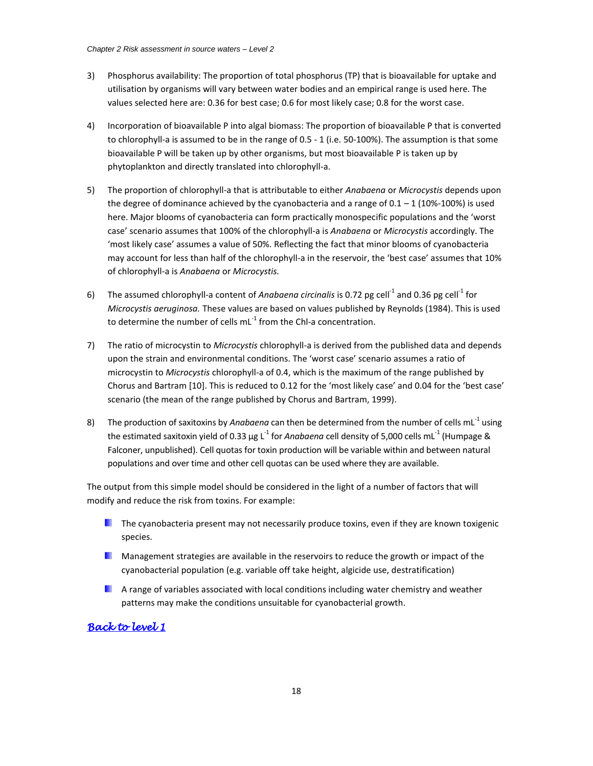3) Phosphorus availability: The proportion of total phosphorus (TP) that is bioavailable for uptake and utilisation by organisms will vary between water bodies and an empirical range is used here. The values selected here are: 0.36 for best case; 0.6 for most likely case; 0.8 for the worst case.

4) Incorporation of bioavailable P into algal biomass: The proportion of bioavailable P that is converted to chlorophyll-a is assumed to be in the range of 0.5 - 1 (i.e. 50-100%). The assumption is that some bioavailable P will be taken up by other organisms, but most bioavailable P is taken up by phytoplankton and directly translated into chlorophyll-a.

5) The proportion of chlorophyll-a that is attributable to either *Anabaena* or *Microcystis* depends upon the degree of dominance achieved by the cyanobacteria and a range of 0.1 – 1 (10%-100%) is used here. Major blooms of cyanobacteria can form practically monospecific populations and the 'worst case' scenario assumes that 100% of the chlorophyll-a is *Anabaena* or *Microcystis* accordingly. The 'most likely case' assumes a value of 50%. Reflecting the fact that minor blooms of cyanobacteria may account for less than half of the chlorophyll-a in the reservoir, the 'best case' assumes that 10% of chlorophyll-a is *Anabaena* or *Microcystis.*

6) The assumed chlorophyll-a content of *Anabaena circinalis* is 0.72 pg cell$^{-1}$ and 0.36 pg cell$^{-1}$ for *Microcystis aeruginosa.* These values are based on values published by Reynolds (1984). This is used to determine the number of cells mL$^{-1}$ from the Chl-a concentration.

7) The ratio of microcystin to *Microcystis* chlorophyll-a is derived from the published data and depends upon the strain and environmental conditions. The 'worst case' scenario assumes a ratio of microcystin to *Microcystis* chlorophyll-a of 0.4, which is the maximum of the range published by Chorus and Bartram [10]. This is reduced to 0.12 for the 'most likely case' and 0.04 for the 'best case' scenario (the mean of the range published by Chorus and Bartram, 1999).

8) The production of saxitoxins by *Anabaena* can then be determined from the number of cells mL$^{-1}$ using the estimated saxitoxin yield of 0.33 µg L$^{-1}$ for *Anabaena* cell density of 5,000 cells mL$^{-1}$ (Humpage & Falconer, unpublished). Cell quotas for toxin production will be variable within and between natural populations and over time and other cell quotas can be used where they are available.

The output from this simple model should be considered in the light of a number of factors that will modify and reduce the risk from toxins. For example:

- The cyanobacteria present may not necessarily produce toxins, even if they are known toxigenic species.
- Management strategies are available in the reservoirs to reduce the growth or impact of the cyanobacterial population (e.g. variable off take height, algicide use, destratification)
- A range of variables associated with local conditions including water chemistry and weather patterns may make the conditions unsuitable for cyanobacterial growth.

*Back to level 1*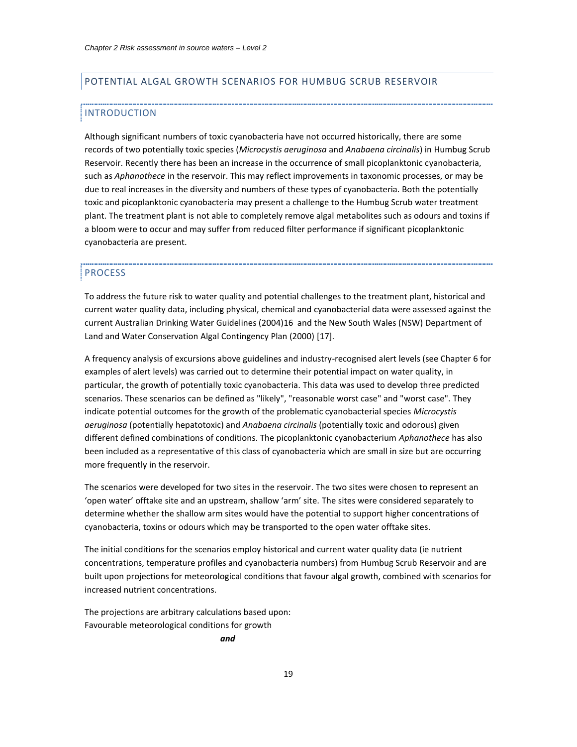## POTENTIAL ALGAL GROWTH SCENARIOS FOR HUMBUG SCRUB RESERVOIR

### INTRODUCTION

Although significant numbers of toxic cyanobacteria have not occurred historically, there are some records of two potentially toxic species (*Microcystis aeruginosa* and *Anabaena circinalis*) in Humbug Scrub Reservoir. Recently there has been an increase in the occurrence of small picoplanktonic cyanobacteria, such as *Aphanothece* in the reservoir. This may reflect improvements in taxonomic processes, or may be due to real increases in the diversity and numbers of these types of cyanobacteria. Both the potentially toxic and picoplanktonic cyanobacteria may present a challenge to the Humbug Scrub water treatment plant. The treatment plant is not able to completely remove algal metabolites such as odours and toxins if a bloom were to occur and may suffer from reduced filter performance if significant picoplanktonic cyanobacteria are present.

### PROCESS

To address the future risk to water quality and potential challenges to the treatment plant, historical and current water quality data, including physical, chemical and cyanobacterial data were assessed against the current Australian Drinking Water Guidelines (2004)16 and the New South Wales (NSW) Department of Land and Water Conservation Algal Contingency Plan (2000) [17].

A frequency analysis of excursions above guidelines and industry-recognised alert levels (see Chapter 6 for examples of alert levels) was carried out to determine their potential impact on water quality, in particular, the growth of potentially toxic cyanobacteria. This data was used to develop three predicted scenarios. These scenarios can be defined as "likely", "reasonable worst case" and "worst case". They indicate potential outcomes for the growth of the problematic cyanobacterial species *Microcystis aeruginosa* (potentially hepatotoxic) and *Anabaena circinalis* (potentially toxic and odorous) given different defined combinations of conditions. The picoplanktonic cyanobacterium *Aphanothece* has also been included as a representative of this class of cyanobacteria which are small in size but are occurring more frequently in the reservoir.

The scenarios were developed for two sites in the reservoir. The two sites were chosen to represent an 'open water' offtake site and an upstream, shallow 'arm' site. The sites were considered separately to determine whether the shallow arm sites would have the potential to support higher concentrations of cyanobacteria, toxins or odours which may be transported to the open water offtake sites.

The initial conditions for the scenarios employ historical and current water quality data (ie nutrient concentrations, temperature profiles and cyanobacteria numbers) from Humbug Scrub Reservoir and are built upon projections for meteorological conditions that favour algal growth, combined with scenarios for increased nutrient concentrations.

The projections are arbitrary calculations based upon:
Favourable meteorological conditions for growth

***and***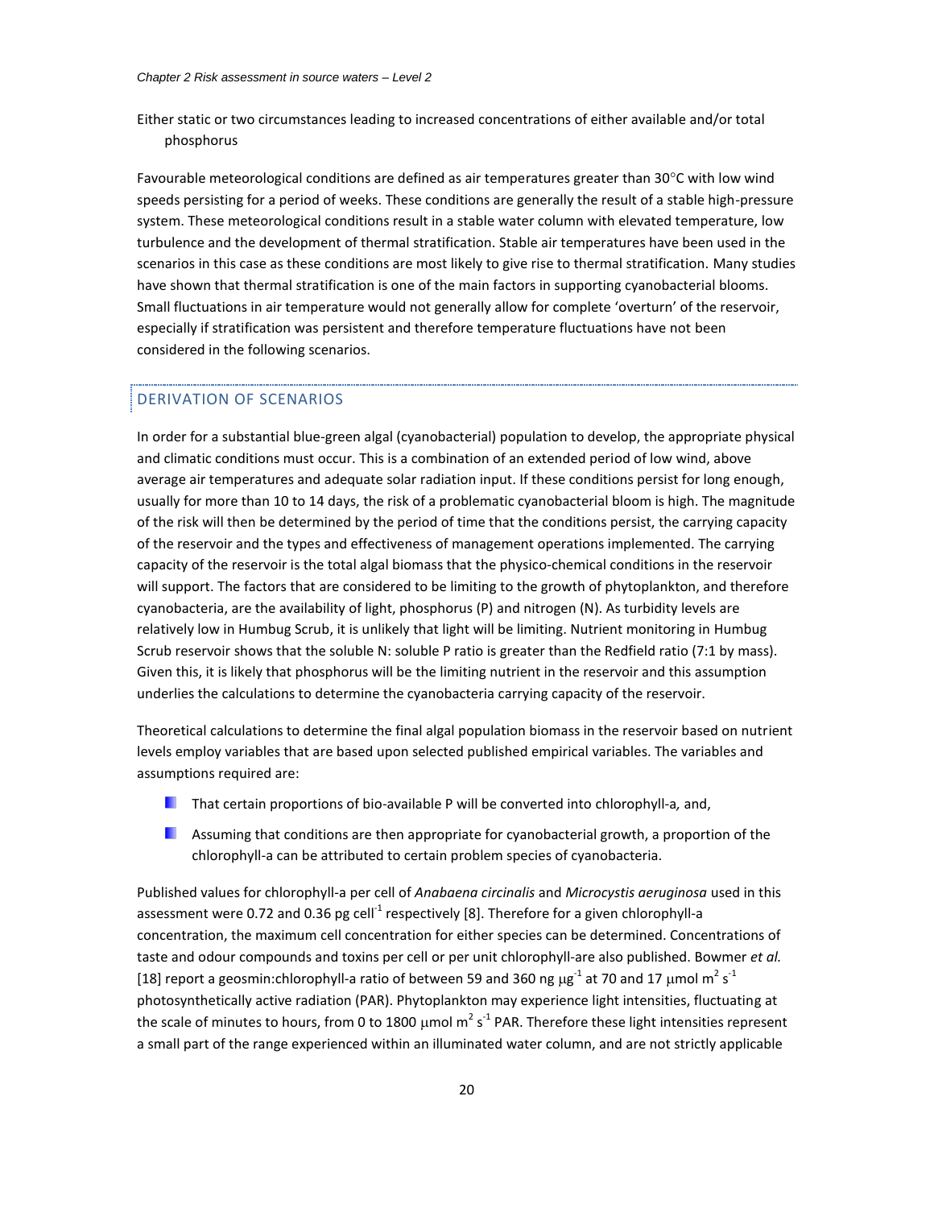Either static or two circumstances leading to increased concentrations of either available and/or total phosphorus

Favourable meteorological conditions are defined as air temperatures greater than 30°C with low wind speeds persisting for a period of weeks. These conditions are generally the result of a stable high-pressure system. These meteorological conditions result in a stable water column with elevated temperature, low turbulence and the development of thermal stratification. Stable air temperatures have been used in the scenarios in this case as these conditions are most likely to give rise to thermal stratification. Many studies have shown that thermal stratification is one of the main factors in supporting cyanobacterial blooms. Small fluctuations in air temperature would not generally allow for complete 'overturn' of the reservoir, especially if stratification was persistent and therefore temperature fluctuations have not been considered in the following scenarios.

## DERIVATION OF SCENARIOS

In order for a substantial blue-green algal (cyanobacterial) population to develop, the appropriate physical and climatic conditions must occur. This is a combination of an extended period of low wind, above average air temperatures and adequate solar radiation input. If these conditions persist for long enough, usually for more than 10 to 14 days, the risk of a problematic cyanobacterial bloom is high. The magnitude of the risk will then be determined by the period of time that the conditions persist, the carrying capacity of the reservoir and the types and effectiveness of management operations implemented. The carrying capacity of the reservoir is the total algal biomass that the physico-chemical conditions in the reservoir will support. The factors that are considered to be limiting to the growth of phytoplankton, and therefore cyanobacteria, are the availability of light, phosphorus (P) and nitrogen (N). As turbidity levels are relatively low in Humbug Scrub, it is unlikely that light will be limiting. Nutrient monitoring in Humbug Scrub reservoir shows that the soluble N: soluble P ratio is greater than the Redfield ratio (7:1 by mass). Given this, it is likely that phosphorus will be the limiting nutrient in the reservoir and this assumption underlies the calculations to determine the cyanobacteria carrying capacity of the reservoir.

Theoretical calculations to determine the final algal population biomass in the reservoir based on nutrient levels employ variables that are based upon selected published empirical variables. The variables and assumptions required are:

- That certain proportions of bio-available P will be converted into chlorophyll-a*,* and,
- Assuming that conditions are then appropriate for cyanobacterial growth, a proportion of the chlorophyll-a can be attributed to certain problem species of cyanobacteria.

Published values for chlorophyll-a per cell of *Anabaena circinalis* and *Microcystis aeruginosa* used in this assessment were 0.72 and 0.36 pg cell$^{-1}$ respectively [8]. Therefore for a given chlorophyll-a concentration, the maximum cell concentration for either species can be determined. Concentrations of taste and odour compounds and toxins per cell or per unit chlorophyll-are also published. Bowmer *et al.* [18] report a geosmin:chlorophyll-a ratio of between 59 and 360 ng $\mu g^{-1}$ at 70 and 17 $\mu mol\ m^2\ s^{-1}$ photosynthetically active radiation (PAR). Phytoplankton may experience light intensities, fluctuating at the scale of minutes to hours, from 0 to 1800 $\mu mol\ m^2\ s^{-1}$ PAR. Therefore these light intensities represent a small part of the range experienced within an illuminated water column, and are not strictly applicable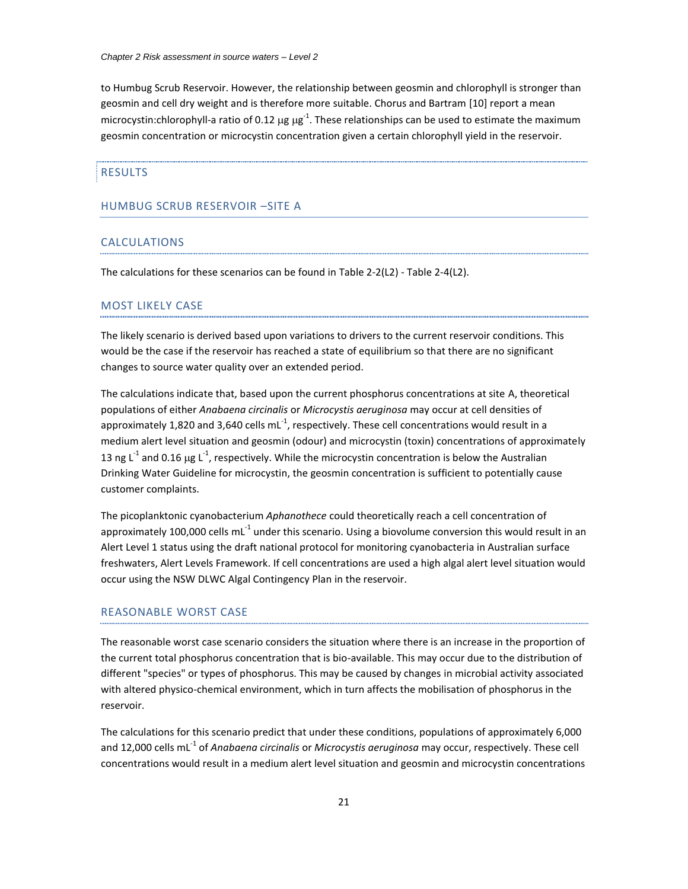to Humbug Scrub Reservoir. However, the relationship between geosmin and chlorophyll is stronger than geosmin and cell dry weight and is therefore more suitable. Chorus and Bartram [10] report a mean microcystin:chlorophyll-a ratio of 0.12 $\mu g\ \mu g^{-1}$. These relationships can be used to estimate the maximum geosmin concentration or microcystin concentration given a certain chlorophyll yield in the reservoir.

## RESULTS

### HUMBUG SCRUB RESERVOIR –SITE A

#### CALCULATIONS

The calculations for these scenarios can be found in Table 2-2(L2) - Table 2-4(L2).

#### MOST LIKELY CASE

The likely scenario is derived based upon variations to drivers to the current reservoir conditions. This would be the case if the reservoir has reached a state of equilibrium so that there are no significant changes to source water quality over an extended period.

The calculations indicate that, based upon the current phosphorus concentrations at site A, theoretical populations of either *Anabaena circinalis* or *Microcystis aeruginosa* may occur at cell densities of approximately 1,820 and 3,640 cells $mL^{-1}$, respectively. These cell concentrations would result in a medium alert level situation and geosmin (odour) and microcystin (toxin) concentrations of approximately 13 ng $L^{-1}$ and 0.16 $\mu g\ L^{-1}$, respectively. While the microcystin concentration is below the Australian Drinking Water Guideline for microcystin, the geosmin concentration is sufficient to potentially cause customer complaints.

The picoplanktonic cyanobacterium *Aphanothece* could theoretically reach a cell concentration of approximately 100,000 cells $mL^{-1}$ under this scenario. Using a biovolume conversion this would result in an Alert Level 1 status using the draft national protocol for monitoring cyanobacteria in Australian surface freshwaters, Alert Levels Framework. If cell concentrations are used a high algal alert level situation would occur using the NSW DLWC Algal Contingency Plan in the reservoir.

#### REASONABLE WORST CASE

The reasonable worst case scenario considers the situation where there is an increase in the proportion of the current total phosphorus concentration that is bio-available. This may occur due to the distribution of different "species" or types of phosphorus. This may be caused by changes in microbial activity associated with altered physico-chemical environment, which in turn affects the mobilisation of phosphorus in the reservoir.

The calculations for this scenario predict that under these conditions, populations of approximately 6,000 and 12,000 cells $mL^{-1}$ of *Anabaena circinalis* or *Microcystis aeruginosa* may occur, respectively. These cell concentrations would result in a medium alert level situation and geosmin and microcystin concentrations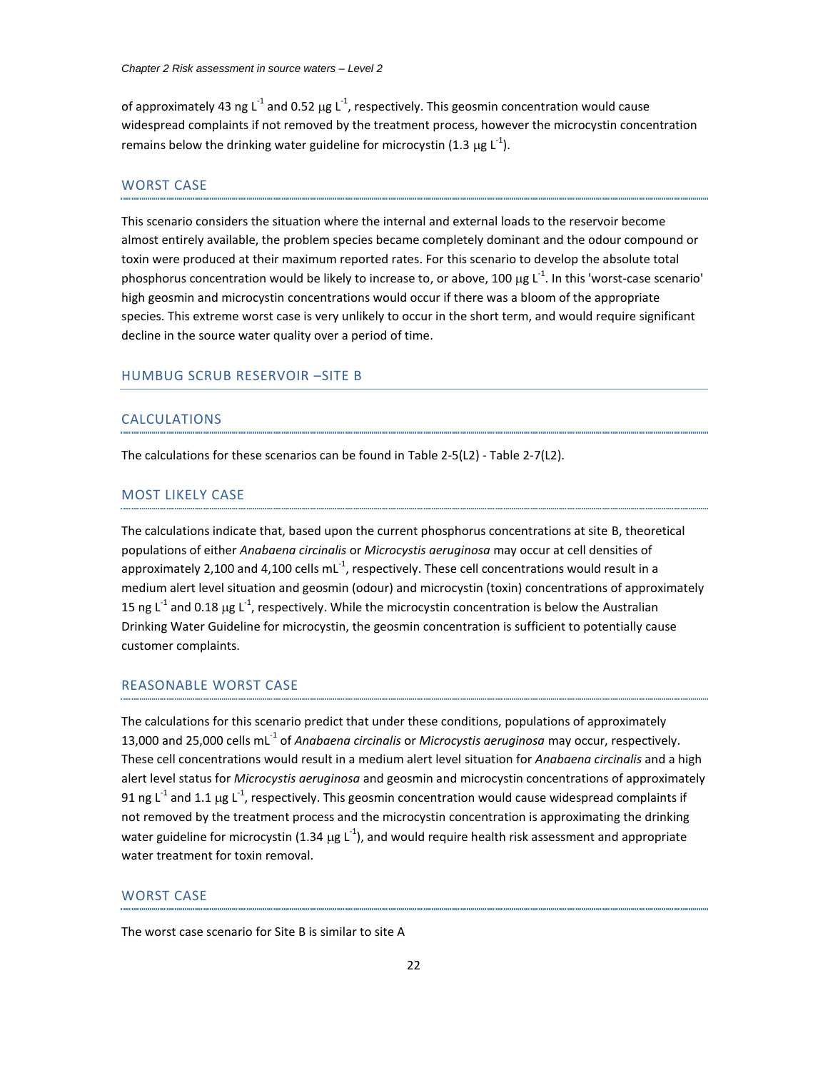of approximately 43 ng $L^{-1}$ and 0.52 μg $L^{-1}$, respectively. This geosmin concentration would cause widespread complaints if not removed by the treatment process, however the microcystin concentration remains below the drinking water guideline for microcystin (1.3 μg $L^{-1}$).

### WORST CASE

This scenario considers the situation where the internal and external loads to the reservoir become almost entirely available, the problem species became completely dominant and the odour compound or toxin were produced at their maximum reported rates. For this scenario to develop the absolute total phosphorus concentration would be likely to increase to, or above, 100 μg $L^{-1}$. In this 'worst-case scenario' high geosmin and microcystin concentrations would occur if there was a bloom of the appropriate species. This extreme worst case is very unlikely to occur in the short term, and would require significant decline in the source water quality over a period of time.

## HUMBUG SCRUB RESERVOIR –SITE B

### CALCULATIONS

The calculations for these scenarios can be found in Table 2-5(L2) - Table 2-7(L2).

### MOST LIKELY CASE

The calculations indicate that, based upon the current phosphorus concentrations at site B, theoretical populations of either *Anabaena circinalis* or *Microcystis aeruginosa* may occur at cell densities of approximately 2,100 and 4,100 cells $mL^{-1}$, respectively. These cell concentrations would result in a medium alert level situation and geosmin (odour) and microcystin (toxin) concentrations of approximately 15 ng $L^{-1}$ and 0.18 μg $L^{-1}$, respectively. While the microcystin concentration is below the Australian Drinking Water Guideline for microcystin, the geosmin concentration is sufficient to potentially cause customer complaints.

### REASONABLE WORST CASE

The calculations for this scenario predict that under these conditions, populations of approximately 13,000 and 25,000 cells $mL^{-1}$ of *Anabaena circinalis* or *Microcystis aeruginosa* may occur, respectively. These cell concentrations would result in a medium alert level situation for *Anabaena circinalis* and a high alert level status for *Microcystis aeruginosa* and geosmin and microcystin concentrations of approximately 91 ng $L^{-1}$ and 1.1 μg $L^{-1}$, respectively. This geosmin concentration would cause widespread complaints if not removed by the treatment process and the microcystin concentration is approximating the drinking water guideline for microcystin (1.34 μg $L^{-1}$), and would require health risk assessment and appropriate water treatment for toxin removal.

### WORST CASE

The worst case scenario for Site B is similar to site A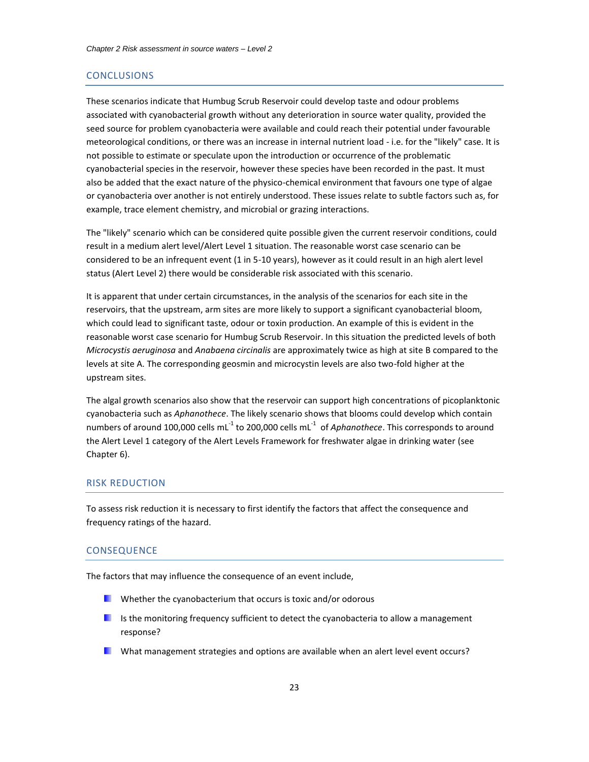## CONCLUSIONS

These scenarios indicate that Humbug Scrub Reservoir could develop taste and odour problems associated with cyanobacterial growth without any deterioration in source water quality, provided the seed source for problem cyanobacteria were available and could reach their potential under favourable meteorological conditions, or there was an increase in internal nutrient load - i.e. for the "likely" case. It is not possible to estimate or speculate upon the introduction or occurrence of the problematic cyanobacterial species in the reservoir, however these species have been recorded in the past. It must also be added that the exact nature of the physico-chemical environment that favours one type of algae or cyanobacteria over another is not entirely understood. These issues relate to subtle factors such as, for example, trace element chemistry, and microbial or grazing interactions.

The "likely" scenario which can be considered quite possible given the current reservoir conditions, could result in a medium alert level/Alert Level 1 situation. The reasonable worst case scenario can be considered to be an infrequent event (1 in 5-10 years), however as it could result in an high alert level status (Alert Level 2) there would be considerable risk associated with this scenario.

It is apparent that under certain circumstances, in the analysis of the scenarios for each site in the reservoirs, that the upstream, arm sites are more likely to support a significant cyanobacterial bloom, which could lead to significant taste, odour or toxin production. An example of this is evident in the reasonable worst case scenario for Humbug Scrub Reservoir. In this situation the predicted levels of both *Microcystis aeruginosa* and *Anabaena circinalis* are approximately twice as high at site B compared to the levels at site A. The corresponding geosmin and microcystin levels are also two-fold higher at the upstream sites.

The algal growth scenarios also show that the reservoir can support high concentrations of picoplanktonic cyanobacteria such as *Aphanothece*. The likely scenario shows that blooms could develop which contain numbers of around 100,000 cells $mL^{-1}$ to 200,000 cells $mL^{-1}$ of *Aphanothece*. This corresponds to around the Alert Level 1 category of the Alert Levels Framework for freshwater algae in drinking water (see Chapter 6).

## RISK REDUCTION

To assess risk reduction it is necessary to first identify the factors that affect the consequence and frequency ratings of the hazard.

## CONSEQUENCE

The factors that may influence the consequence of an event include,

- Whether the cyanobacterium that occurs is toxic and/or odorous
- Is the monitoring frequency sufficient to detect the cyanobacteria to allow a management response?
- What management strategies and options are available when an alert level event occurs?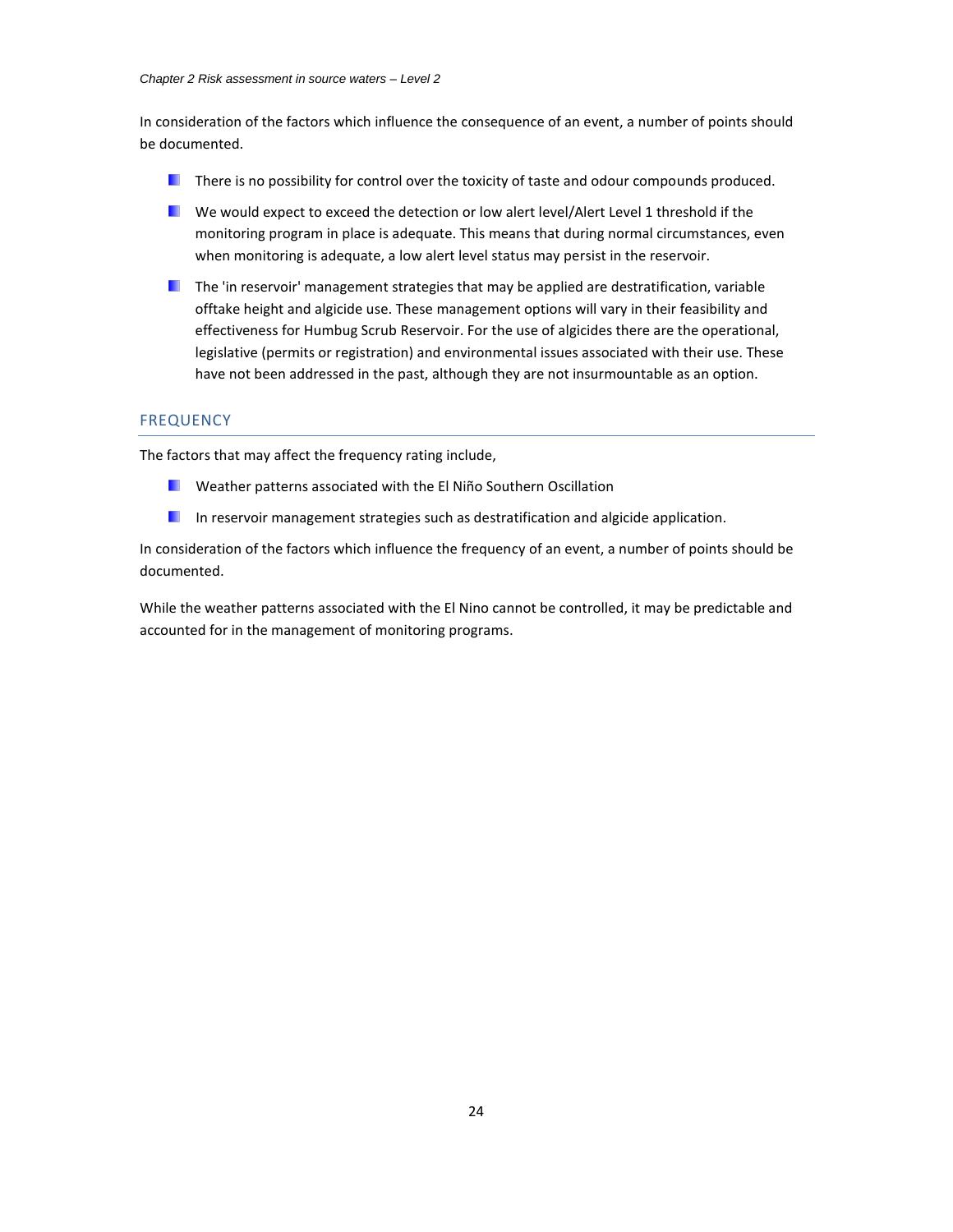In consideration of the factors which influence the consequence of an event, a number of points should be documented.

- There is no possibility for control over the toxicity of taste and odour compounds produced.
- We would expect to exceed the detection or low alert level/Alert Level 1 threshold if the monitoring program in place is adequate. This means that during normal circumstances, even when monitoring is adequate, a low alert level status may persist in the reservoir.
- The 'in reservoir' management strategies that may be applied are destratification, variable offtake height and algicide use. These management options will vary in their feasibility and effectiveness for Humbug Scrub Reservoir. For the use of algicides there are the operational, legislative (permits or registration) and environmental issues associated with their use. These have not been addressed in the past, although they are not insurmountable as an option.

## FREQUENCY

The factors that may affect the frequency rating include,

- Weather patterns associated with the El Niño Southern Oscillation
- In reservoir management strategies such as destratification and algicide application.

In consideration of the factors which influence the frequency of an event, a number of points should be documented.

While the weather patterns associated with the El Nino cannot be controlled, it may be predictable and accounted for in the management of monitoring programs.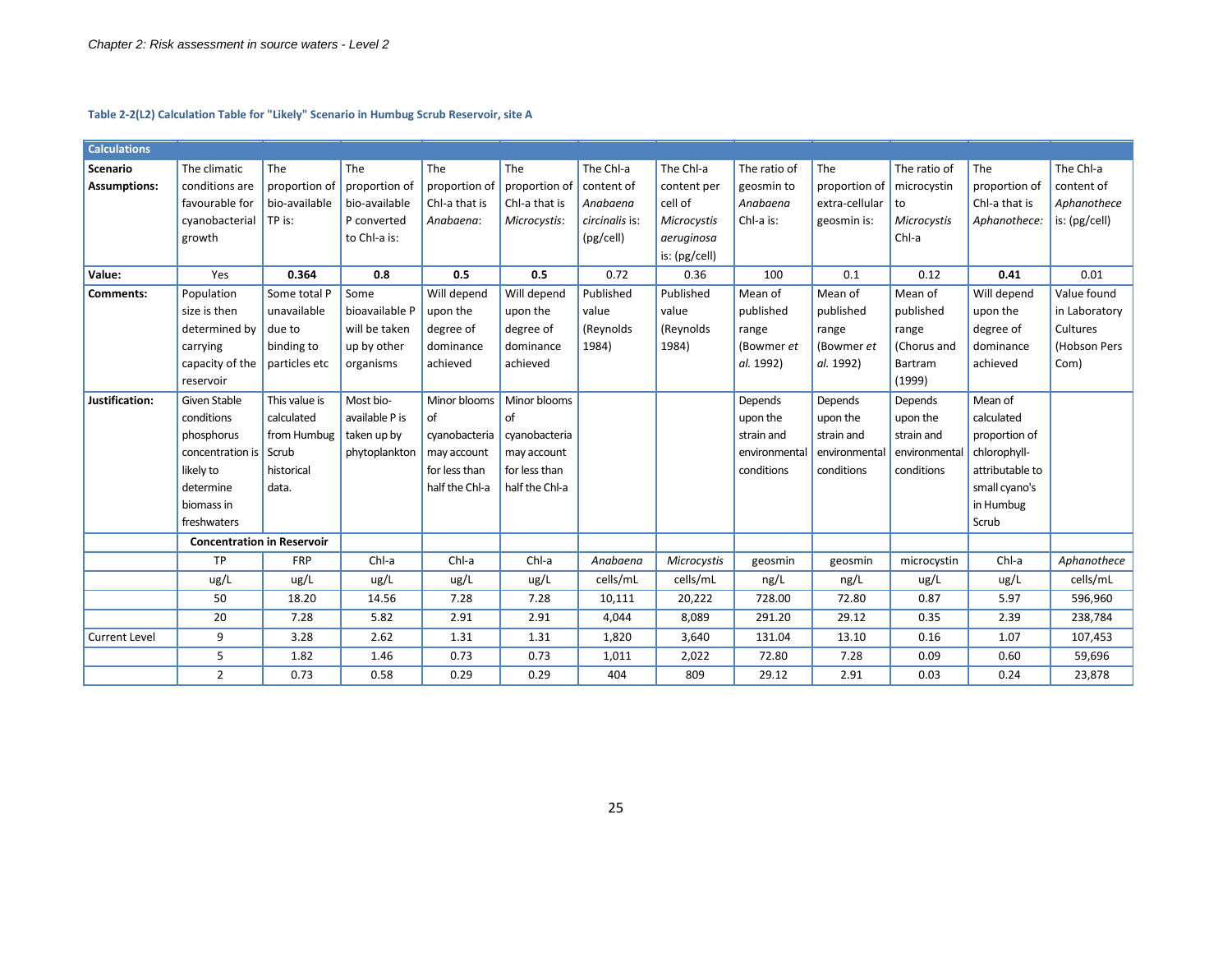**Table 2-2(L2) Calculation Table for "Likely" Scenario in Humbug Scrub Reservoir, site A**

| Calculations | | | | | | | | | | | | |
|---|---|---|---|---|---|---|---|---|---|---|---|---|
| **Scenario Assumptions:** | The climatic conditions are favourable for cyanobacterial growth | The proportion of bio-available TP is: | The proportion of bio-available P converted to Chl-a is: | The proportion of Chl-a that is *Anabaena*: | The proportion of Chl-a that is *Microcystis*: | The Chl-a content of *Anabaena circinalis* is: (pg/cell) | The Chl-a content per cell of *Microcystis aeruginosa* is: (pg/cell) | The ratio of geosmin to *Anabaena* Chl-a is: | The proportion of extra-cellular geosmin is: | The ratio of microcystin to *Microcystis* Chl-a | The proportion of Chl-a that is *Aphanothece:* | The Chl-a content of *Aphanothece* is: (pg/cell) |
| **Value:** | Yes | **0.364** | **0.8** | **0.5** | **0.5** | 0.72 | 0.36 | 100 | 0.1 | 0.12 | **0.41** | 0.01 |
| **Comments:** | Population size is then determined by carrying capacity of the reservoir | Some total P unavailable due to binding to particles etc | Some bioavailable P will be taken up by other organisms | Will depend upon the degree of dominance achieved | Will depend upon the degree of dominance achieved | Published value (Reynolds 1984) | Published value (Reynolds 1984) | Mean of published range (Bowmer *et al.* 1992) | Mean of published range (Bowmer *et al.* 1992) | Mean of published range (Chorus and Bartram (1999) | Will depend upon the degree of dominance achieved | Value found in Laboratory Cultures (Hobson Pers Com) |
| **Justification:** | Given Stable conditions phosphorus concentration is likely to determine biomass in freshwaters | This value is calculated from Humbug Scrub historical data. | Most bio-available P is taken up by phytoplankton | Minor blooms of cyanobacteria may account for less than half the Chl-a | Minor blooms of cyanobacteria may account for less than half the Chl-a | | | Depends upon the strain and environmental conditions | Depends upon the strain and environmental conditions | Depends upon the strain and environmental conditions | Mean of calculated proportion of chlorophyll-attributable to small cyano's in Humbug Scrub | |
| | **Concentration in Reservoir** | | | | | | | | | | | |
| | TP | FRP | Chl-a | Chl-a | Chl-a | *Anabaena* | *Microcystis* | geosmin | geosmin | microcystin | Chl-a | *Aphanothece* |
| | ug/L | ug/L | ug/L | ug/L | ug/L | cells/mL | cells/mL | ng/L | ng/L | ug/L | ug/L | cells/mL |
| | 50 | 18.20 | 14.56 | 7.28 | 7.28 | 10,111 | 20,222 | 728.00 | 72.80 | 0.87 | 5.97 | 596,960 |
| | 20 | 7.28 | 5.82 | 2.91 | 2.91 | 4,044 | 8,089 | 291.20 | 29.12 | 0.35 | 2.39 | 238,784 |
| Current Level | 9 | 3.28 | 2.62 | 1.31 | 1.31 | 1,820 | 3,640 | 131.04 | 13.10 | 0.16 | 1.07 | 107,453 |
| | 5 | 1.82 | 1.46 | 0.73 | 0.73 | 1,011 | 2,022 | 72.80 | 7.28 | 0.09 | 0.60 | 59,696 |
| | 2 | 0.73 | 0.58 | 0.29 | 0.29 | 404 | 809 | 29.12 | 2.91 | 0.03 | 0.24 | 23,878 |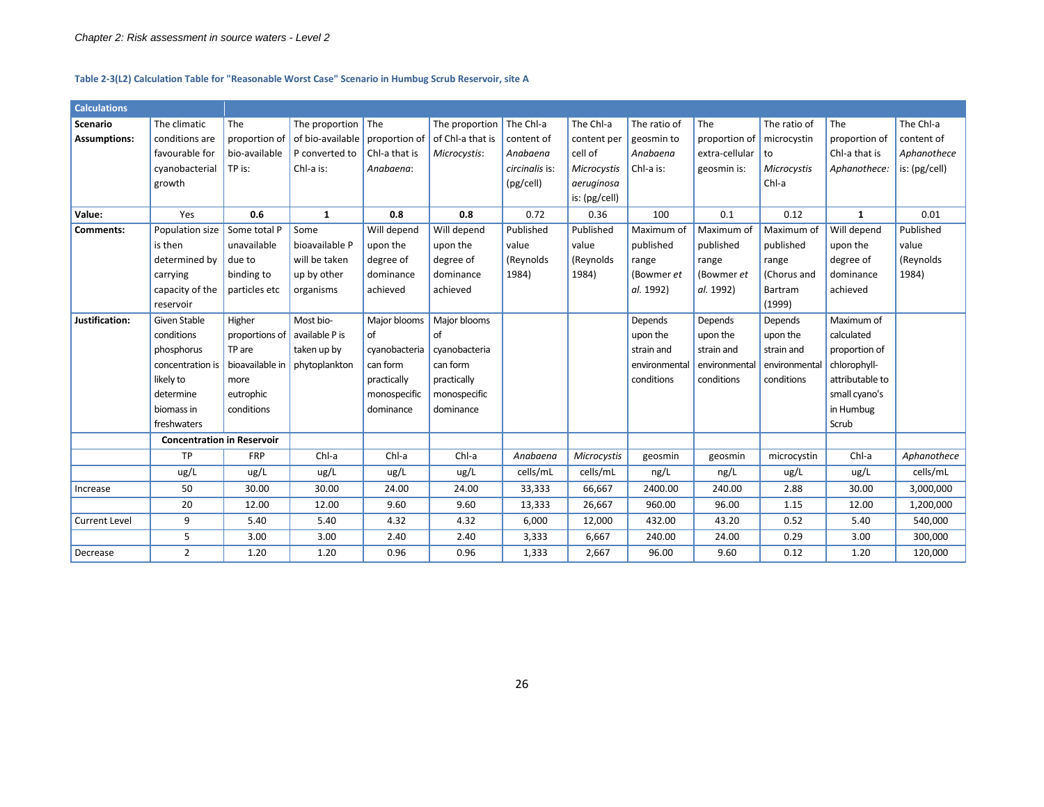**Table 2-3(L2) Calculation Table for "Reasonable Worst Case" Scenario in Humbug Scrub Reservoir, site A**

| Calculations | | | | | | | | | | | | |
|---|---|---|---|---|---|---|---|---|---|---|---|---|
| **Scenario Assumptions:** | The climatic conditions are favourable for cyanobacterial growth | The proportion of bio-available TP is: | The proportion of bio-available P converted to Chl-a is: | The proportion of Chl-a that is *Anabaena*: | The proportion of Chl-a that is *Microcystis*: | The Chl-a content of *Anabaena circinalis* is: (pg/cell) | The Chl-a content per cell of *Microcystis aeruginosa* is: (pg/cell) | The ratio of geosmin to *Anabaena* Chl-a is: | The proportion of extra-cellular geosmin is: | The ratio of microcystin to *Microcystis* Chl-a | The proportion of Chl-a that is *Aphanothece:* | The Chl-a content of *Aphanothece* is: (pg/cell) |
| **Value:** | Yes | **0.6** | **1** | **0.8** | **0.8** | 0.72 | 0.36 | 100 | 0.1 | 0.12 | **1** | 0.01 |
| **Comments:** | Population size is then determined by carrying capacity of the reservoir | Some total P unavailable due to binding to particles etc | Some bioavailable P will be taken up by other organisms | Will depend upon the degree of dominance achieved | Will depend upon the degree of dominance achieved | Published value (Reynolds 1984) | Published value (Reynolds 1984) | Maximum of published range (Bowmer *et al.* 1992) | Maximum of published range (Bowmer *et al.* 1992) | Maximum of published range (Chorus and Bartram (1999) | Will depend upon the degree of dominance achieved | Published value (Reynolds 1984) |
| **Justification:** | Given Stable conditions phosphorus concentration is likely to determine biomass in freshwaters | Higher proportions of TP are bioavailable in more eutrophic conditions | Most bio-available P is taken up by phytoplankton | Major blooms of cyanobacteria can form practically monospecific dominance | Major blooms of cyanobacteria can form practically monospecific dominance | | | Depends upon the strain and environmental conditions | Depends upon the strain and environmental conditions | Depends upon the strain and environmental conditions | Maximum of calculated proportion of chlorophyll-attributable to small cyano's in Humbug Scrub | |
| | **Concentration in Reservoir** | | | | | | | | | | | |
| | TP | FRP | Chl-a | Chl-a | Chl-a | *Anabaena* | *Microcystis* | geosmin | geosmin | microcystin | Chl-a | *Aphanothece* |
| | ug/L | ug/L | ug/L | ug/L | ug/L | cells/mL | cells/mL | ng/L | ng/L | ug/L | ug/L | cells/mL |
| Increase | 50 | 30.00 | 30.00 | 24.00 | 24.00 | 33,333 | 66,667 | 2400.00 | 240.00 | 2.88 | 30.00 | 3,000,000 |
| | 20 | 12.00 | 12.00 | 9.60 | 9.60 | 13,333 | 26,667 | 960.00 | 96.00 | 1.15 | 12.00 | 1,200,000 |
| Current Level | 9 | 5.40 | 5.40 | 4.32 | 4.32 | 6,000 | 12,000 | 432.00 | 43.20 | 0.52 | 5.40 | 540,000 |
| | 5 | 3.00 | 3.00 | 2.40 | 2.40 | 3,333 | 6,667 | 240.00 | 24.00 | 0.29 | 3.00 | 300,000 |
| Decrease | 2 | 1.20 | 1.20 | 0.96 | 0.96 | 1,333 | 2,667 | 96.00 | 9.60 | 0.12 | 1.20 | 120,000 |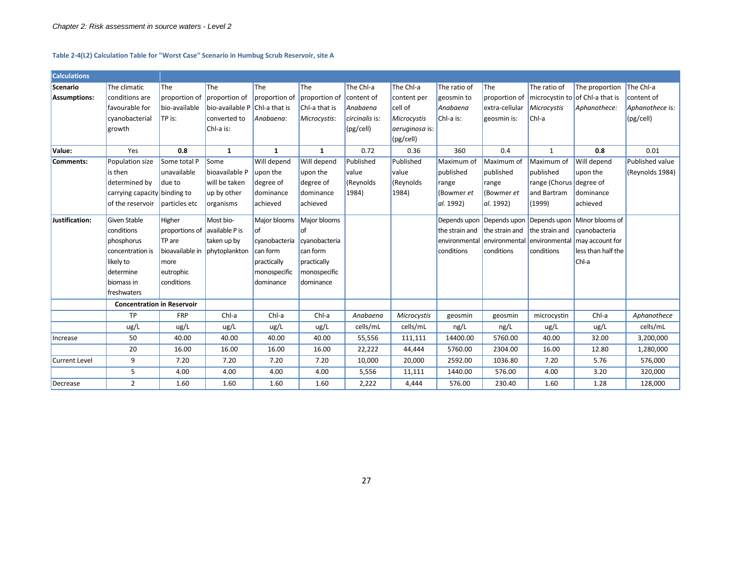**Table 2-4(L2) Calculation Table for "Worst Case" Scenario in Humbug Scrub Reservoir, site A**

| **Calculations** | | | | | | | | | | | | |
|---|---|---|---|---|---|---|---|---|---|---|---|---|
| **Scenario Assumptions:** | The climatic conditions are favourable for cyanobacterial growth | The proportion of bio-available TP is: | The proportion of bio-available P Chl-a is: | The proportion of Chl-a that is converted to *Anabaena*: | The proportion of Chl-a that is *Microcystis*: | The Chl-a content of *Anabaena circinalis* is: (pg/cell) | The Chl-a content per cell of *Microcystis aeruginosa* is: (pg/cell) | The ratio of geosmin to *Anabaena* Chl-a is: | The proportion of extra-cellular geosmin is: | The ratio of microcystin to *Microcystis* Chl-a | The proportion of Chl-a that is *Aphanothece*: | The Chl-a content of *Aphanothece* is: (pg/cell) |
| **Value:** | Yes | **0.8** | **1** | **1** | **1** | 0.72 | 0.36 | 360 | 0.4 | 1 | **0.8** | 0.01 |
| **Comments:** | Population size is then determined by carrying capacity of the reservoir | Some total P unavailable due to binding to particles etc | Some bioavailable P will be taken up by other organisms | Will depend upon the degree of dominance achieved | Will depend upon the degree of dominance achieved | Published value (Reynolds 1984) | Published value (Reynolds 1984) | Maximum of published range (Bowmer *et al.* 1992) | Maximum of published range (Bowmer *et al.* 1992) | Maximum of published range (Chorus and Bartram (1999) | Will depend upon the degree of dominance achieved | Published value (Reynolds 1984) |
| **Justification:** | Given Stable conditions phosphorus concentration is likely to determine biomass in freshwaters | Higher proportions of TP are bioavailable in more eutrophic conditions | Most bio-available P is taken up by phytoplankton | Major blooms of cyanobacteria can form practically monospecific dominance | Major blooms of cyanobacteria can form practically monospecific dominance | | | Depends upon the strain and environmental conditions | Depends upon the strain and environmental conditions | Depends upon the strain and environmental conditions | Minor blooms of cyanobacteria may account for less than half the Chl-a | |
| | **Concentration in Reservoir** | | | | | | | | | | | |
| | TP | FRP | Chl-a | Chl-a | Chl-a | *Anabaena* | *Microcystis* | geosmin | geosmin | microcystin | Chl-a | *Aphanothece* |
| | ug/L | ug/L | ug/L | ug/L | ug/L | cells/mL | cells/mL | ng/L | ng/L | ug/L | ug/L | cells/mL |
| Increase | 50 | 40.00 | 40.00 | 40.00 | 40.00 | 55,556 | 111,111 | 14400.00 | 5760.00 | 40.00 | 32.00 | 3,200,000 |
| | 20 | 16.00 | 16.00 | 16.00 | 16.00 | 22,222 | 44,444 | 5760.00 | 2304.00 | 16.00 | 12.80 | 1,280,000 |
| Current Level | 9 | 7.20 | 7.20 | 7.20 | 7.20 | 10,000 | 20,000 | 2592.00 | 1036.80 | 7.20 | 5.76 | 576,000 |
| | 5 | 4.00 | 4.00 | 4.00 | 4.00 | 5,556 | 11,111 | 1440.00 | 576.00 | 4.00 | 3.20 | 320,000 |
| Decrease | 2 | 1.60 | 1.60 | 1.60 | 1.60 | 2,222 | 4,444 | 576.00 | 230.40 | 1.60 | 1.28 | 128,000 |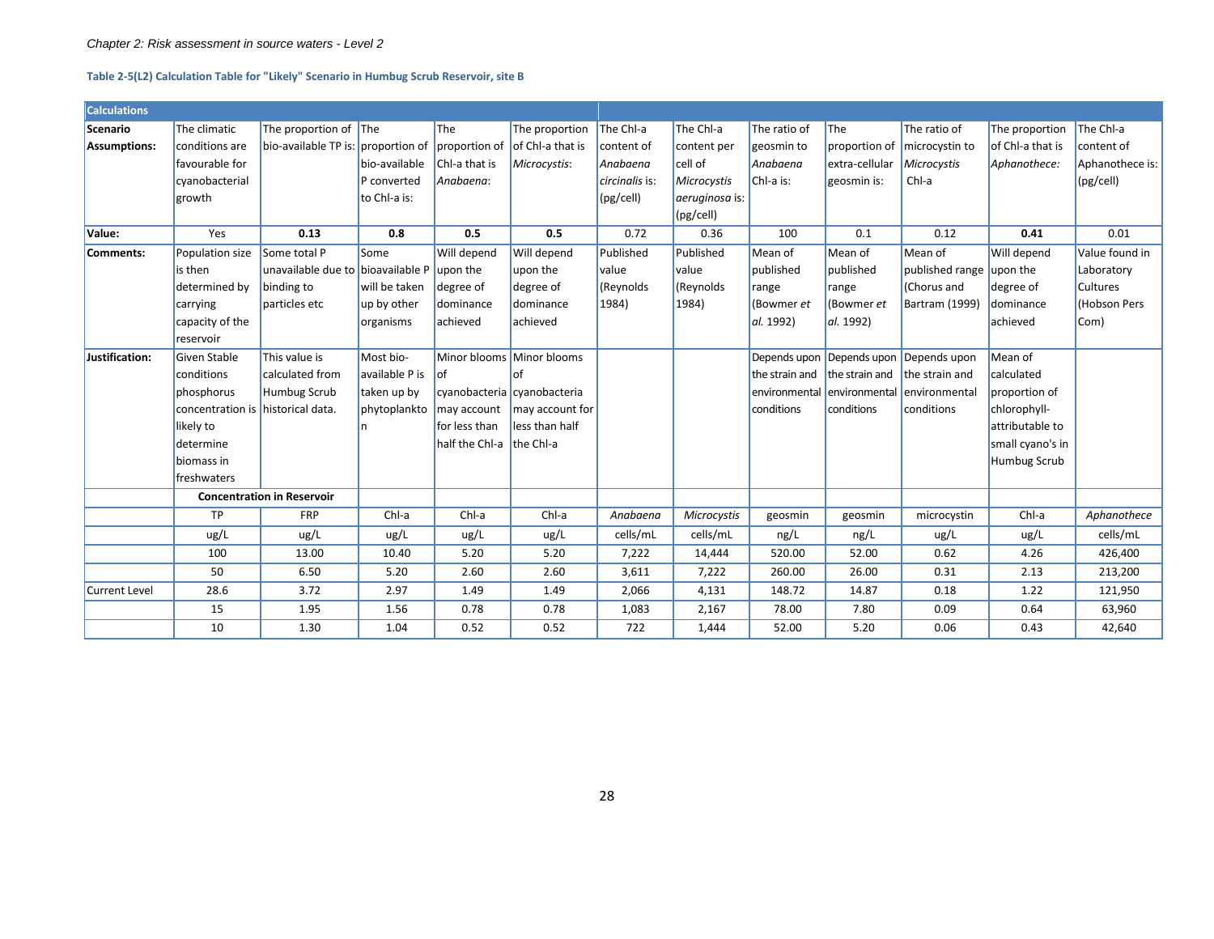**Table 2-5(L2) Calculation Table for "Likely" Scenario in Humbug Scrub Reservoir, site B**

| Calculations | | | | | | | | | | | | |
|---|---|---|---|---|---|---|---|---|---|---|---|---|
| **Scenario Assumptions:** | The climatic conditions are favourable for cyanobacterial growth | The proportion of bio-available TP is: | The proportion of bio-available P converted to Chl-a is: | The proportion of Chl-a that is *Anabaena*: | The proportion of Chl-a that is *Microcystis*: | The Chl-a content of *Anabaena circinalis* is: (pg/cell) | The Chl-a content per cell of *Microcystis aeruginosa* is: (pg/cell) | The ratio of geosmin to *Anabaena* Chl-a is: | The proportion of extra-cellular geosmin is: | The ratio of microcystin to *Microcystis* Chl-a | The proportion of Chl-a that is *Aphanothece:* | The Chl-a content of Aphanothece is: (pg/cell) |
| **Value:** | Yes | **0.13** | **0.8** | **0.5** | **0.5** | 0.72 | 0.36 | 100 | 0.1 | 0.12 | **0.41** | 0.01 |
| **Comments:** | Population size is then determined by carrying capacity of the reservoir | Some total P unavailable due to binding to particles etc | Some bioavailable P will be taken up by other organisms | Will depend upon the degree of dominance achieved | Will depend upon the degree of dominance achieved | Published value (Reynolds 1984) | Published value (Reynolds 1984) | Mean of published range (Bowmer *et al.* 1992) | Mean of published range (Bowmer *et al.* 1992) | Mean of published range (Chorus and Bartram (1999) | Will depend upon the degree of dominance achieved | Value found in Laboratory Cultures (Hobson Pers Com) |
| **Justification:** | Given Stable conditions phosphorus concentration is likely to determine biomass in freshwaters | This value is calculated from Humbug Scrub historical data. | Most bio-available P is taken up by phytoplankton | Minor blooms of cyanobacteria may account for less than half the Chl-a | Minor blooms of cyanobacteria may account for less than half the Chl-a | | | Depends upon the strain and environmental conditions | Depends upon the strain and environmental conditions | Depends upon the strain and environmental conditions | Mean of calculated proportion of chlorophyll-attributable to small cyano's in Humbug Scrub | |
| | **Concentration in Reservoir** | | | | | | | | | | | |
| | TP | FRP | Chl-a | Chl-a | Chl-a | *Anabaena* | *Microcystis* | geosmin | geosmin | microcystin | Chl-a | *Aphanothece* |
| | ug/L | ug/L | ug/L | ug/L | ug/L | cells/mL | cells/mL | ng/L | ng/L | ug/L | ug/L | cells/mL |
| | 100 | 13.00 | 10.40 | 5.20 | 5.20 | 7,222 | 14,444 | 520.00 | 52.00 | 0.62 | 4.26 | 426,400 |
| | 50 | 6.50 | 5.20 | 2.60 | 2.60 | 3,611 | 7,222 | 260.00 | 26.00 | 0.31 | 2.13 | 213,200 |
| Current Level | 28.6 | 3.72 | 2.97 | 1.49 | 1.49 | 2,066 | 4,131 | 148.72 | 14.87 | 0.18 | 1.22 | 121,950 |
| | 15 | 1.95 | 1.56 | 0.78 | 0.78 | 1,083 | 2,167 | 78.00 | 7.80 | 0.09 | 0.64 | 63,960 |
| | 10 | 1.30 | 1.04 | 0.52 | 0.52 | 722 | 1,444 | 52.00 | 5.20 | 0.06 | 0.43 | 42,640 |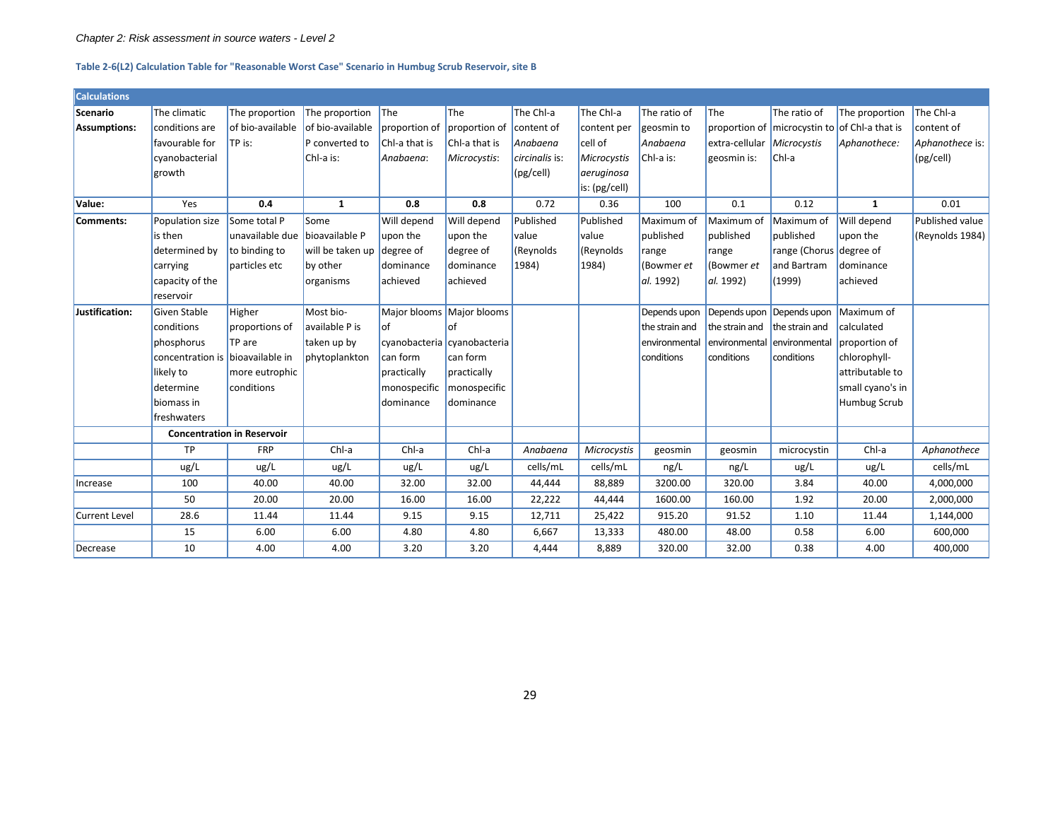*Chapter 2: Risk assessment in source waters - Level 2*

**Table 2-6(L2) Calculation Table for "Reasonable Worst Case" Scenario in Humbug Scrub Reservoir, site B**

| **Calculations** | | | | | | | | | | | | |
|---|---|---|---|---|---|---|---|---|---|---|---|---|
| **Scenario Assumptions:** | The climatic conditions are favourable for cyanobacterial growth | The proportion of bio-available TP is: | The proportion of bio-available P converted to Chl-a is: | The proportion of Chl-a that is *Anabaena*: | The proportion of Chl-a that is *Microcystis*: | The Chl-a content of *Anabaena circinalis* is: (pg/cell) | The Chl-a content per cell of *Microcystis aeruginosa* is: (pg/cell) | The ratio of geosmin to *Anabaena* Chl-a is: | The proportion of extra-cellular geosmin is: | The ratio of microcystin to *Microcystis* Chl-a | The proportion of Chl-a that is *Aphanothece:* | The Chl-a content of *Aphanothece* is: (pg/cell) |
| **Value:** | Yes | **0.4** | **1** | **0.8** | **0.8** | 0.72 | 0.36 | 100 | 0.1 | 0.12 | **1** | 0.01 |
| **Comments:** | Population size is then determined by carrying capacity of the reservoir | Some total P unavailable due to binding to particles etc | Some bioavailable P will be taken up by other organisms | Will depend upon the degree of dominance achieved | Will depend upon the degree of dominance achieved | Published value (Reynolds 1984) | Published value (Reynolds 1984) | Maximum of published range (Bowmer *et al.* 1992) | Maximum of published range (Bowmer *et al.* 1992) | Maximum of published range (Chorus and Bartram (1999) | Will depend upon the degree of dominance achieved | Published value (Reynolds 1984) |
| **Justification:** | Given Stable conditions phosphorus concentration is likely to determine biomass in freshwaters | Higher proportions of TP are bioavailable in more eutrophic conditions | Most bio-available P is taken up by phytoplankton | Major blooms of cyanobacteria can form practically monospecific dominance | Major blooms of cyanobacteria can form practically monospecific dominance | | | Depends upon the strain and environmental conditions | Depends upon the strain and environmental conditions | Depends upon the strain and environmental conditions | Maximum of calculated proportion of chlorophyll-attributable to small cyano's in Humbug Scrub | |
| | **Concentration in Reservoir** | | | | | | | | | | | |
| | TP | FRP | Chl-a | Chl-a | Chl-a | *Anabaena* | *Microcystis* | geosmin | geosmin | microcystin | Chl-a | *Aphanothece* |
| | ug/L | ug/L | ug/L | ug/L | ug/L | cells/mL | cells/mL | ng/L | ng/L | ug/L | ug/L | cells/mL |
| Increase | 100 | 40.00 | 40.00 | 32.00 | 32.00 | 44,444 | 88,889 | 3200.00 | 320.00 | 3.84 | 40.00 | 4,000,000 |
| | 50 | 20.00 | 20.00 | 16.00 | 16.00 | 22,222 | 44,444 | 1600.00 | 160.00 | 1.92 | 20.00 | 2,000,000 |
| Current Level | 28.6 | 11.44 | 11.44 | 9.15 | 9.15 | 12,711 | 25,422 | 915.20 | 91.52 | 1.10 | 11.44 | 1,144,000 |
| | 15 | 6.00 | 6.00 | 4.80 | 4.80 | 6,667 | 13,333 | 480.00 | 48.00 | 0.58 | 6.00 | 600,000 |
| Decrease | 10 | 4.00 | 4.00 | 3.20 | 3.20 | 4,444 | 8,889 | 320.00 | 32.00 | 0.38 | 4.00 | 400,000 |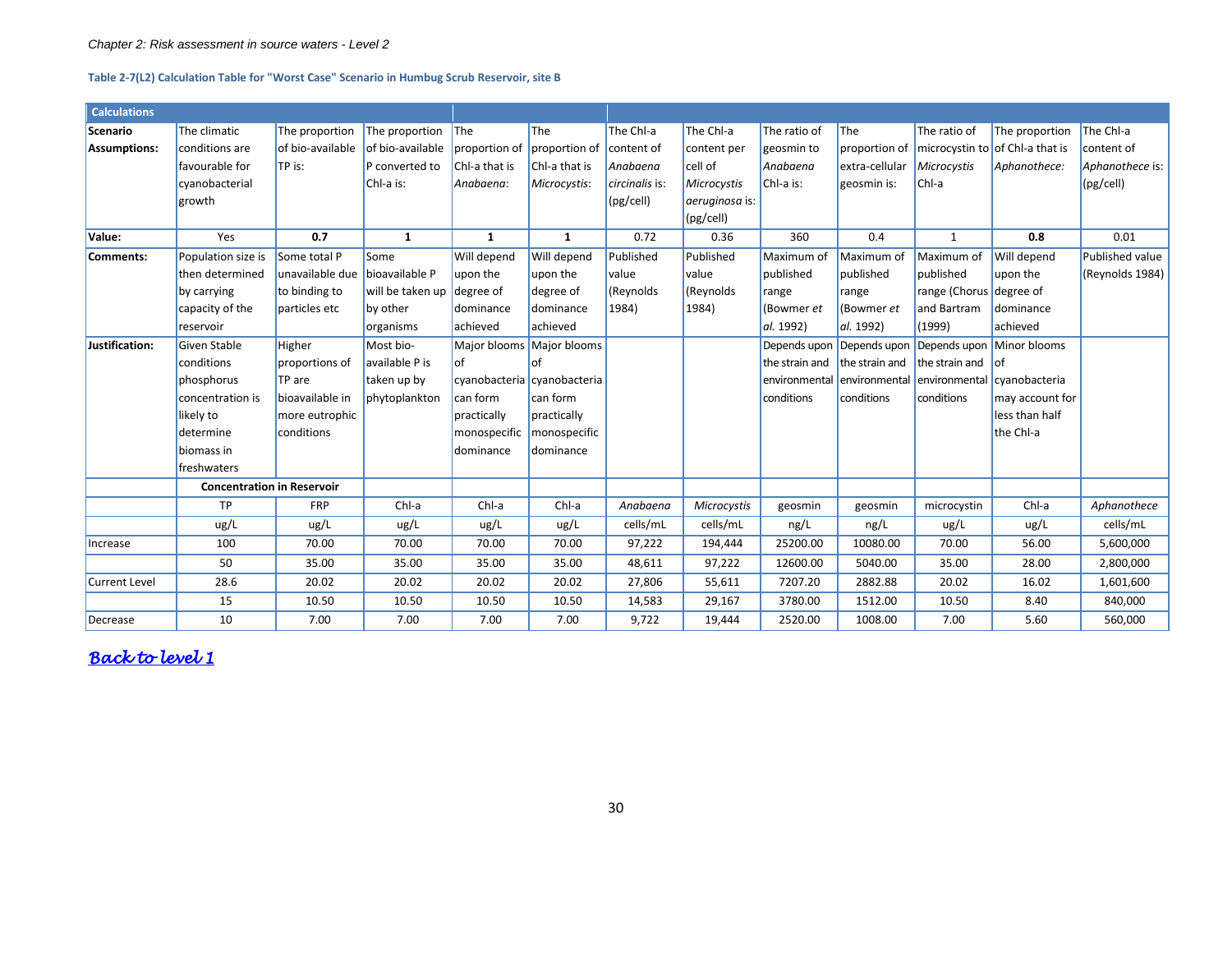*Chapter 2: Risk assessment in source waters - Level 2*

**Table 2-7(L2) Calculation Table for "Worst Case" Scenario in Humbug Scrub Reservoir, site B**

| **Calculations** | | | | | | | | | | | | |
|---|---|---|---|---|---|---|---|---|---|---|---|---|
| **Scenario Assumptions:** | The climatic conditions are favourable for cyanobacterial growth | The proportion of bio-available TP is: | The proportion of bio-available P converted to Chl-a is: | The proportion of Chl-a that is *Anabaena*: | The proportion of Chl-a that is *Microcystis*: | The Chl-a content of *Anabaena circinalis* is: (pg/cell) | The Chl-a content per cell of *Microcystis aeruginosa* is: (pg/cell) | The ratio of geosmin to *Anabaena* Chl-a is: | The proportion of extra-cellular geosmin is: | The ratio of microcystin to *Microcystis* Chl-a | The proportion of Chl-a that is *Aphanothece*: | The Chl-a content of *Aphanothece* is: (pg/cell) |
| **Value:** | Yes | **0.7** | **1** | **1** | **1** | 0.72 | 0.36 | 360 | 0.4 | 1 | **0.8** | 0.01 |
| **Comments:** | Population size is then determined by carrying capacity of the reservoir | Some total P unavailable due to binding to particles etc | Some bioavailable P will be taken up by other organisms | Will depend upon the degree of dominance achieved | Will depend upon the degree of dominance achieved | Published value (Reynolds 1984) | Published value (Reynolds 1984) | Maximum of published range (Bowmer *et al.* 1992) | Maximum of published range (Bowmer *et al.* 1992) | Maximum of published range (Chorus and Bartram (1999) | Will depend upon the degree of dominance achieved | Published value (Reynolds 1984) |
| **Justification:** | Given Stable conditions phosphorus concentration is likely to determine biomass in freshwaters | Higher proportions of TP are bioavailable in more eutrophic conditions | Most bio-available P is taken up by phytoplankton | Major blooms of cyanobacteria can form practically monospecific dominance | Major blooms of cyanobacteria can form practically monospecific dominance | | | Depends upon the strain and environmental conditions | Depends upon the strain and environmental conditions | Depends upon the strain and environmental conditions | Minor blooms of cyanobacteria may account for less than half the Chl-a | |
| | **Concentration in Reservoir** | | | | | | | | | | | |
| | TP | FRP | Chl-a | Chl-a | Chl-a | *Anabaena* | *Microcystis* | geosmin | geosmin | microcystin | Chl-a | *Aphanothece* |
| | ug/L | ug/L | ug/L | ug/L | ug/L | cells/mL | cells/mL | ng/L | ng/L | ug/L | ug/L | cells/mL |
| Increase | 100 | 70.00 | 70.00 | 70.00 | 70.00 | 97,222 | 194,444 | 25200.00 | 10080.00 | 70.00 | 56.00 | 5,600,000 |
| | 50 | 35.00 | 35.00 | 35.00 | 35.00 | 48,611 | 97,222 | 12600.00 | 5040.00 | 35.00 | 28.00 | 2,800,000 |
| Current Level | 28.6 | 20.02 | 20.02 | 20.02 | 20.02 | 27,806 | 55,611 | 7207.20 | 2882.88 | 20.02 | 16.02 | 1,601,600 |
| | 15 | 10.50 | 10.50 | 10.50 | 10.50 | 14,583 | 29,167 | 3780.00 | 1512.00 | 10.50 | 8.40 | 840,000 |
| Decrease | 10 | 7.00 | 7.00 | 7.00 | 7.00 | 9,722 | 19,444 | 2520.00 | 1008.00 | 7.00 | 5.60 | 560,000 |

*Back to level 1*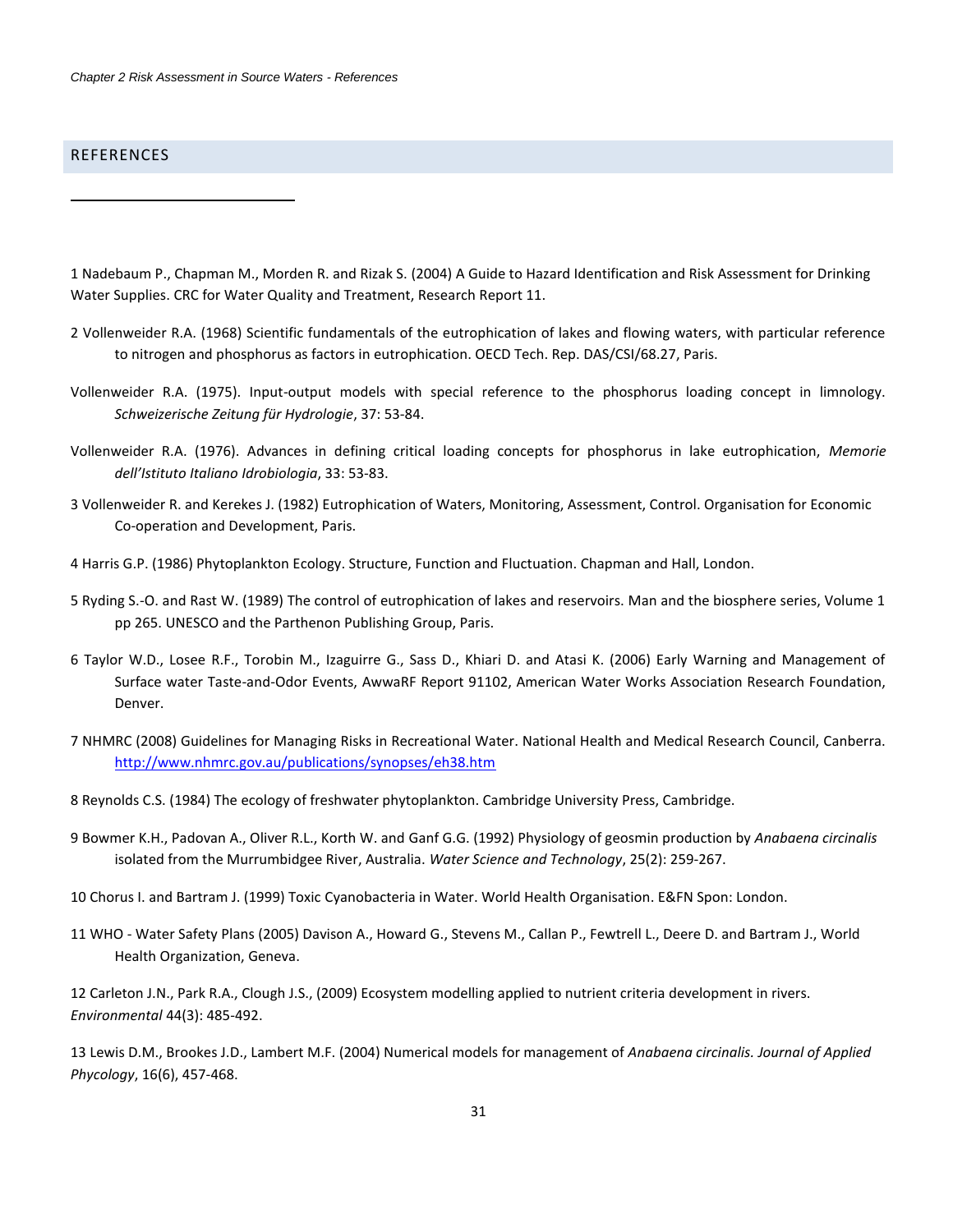## REFERENCES

1 Nadebaum P., Chapman M., Morden R. and Rizak S. (2004) A Guide to Hazard Identification and Risk Assessment for Drinking Water Supplies. CRC for Water Quality and Treatment, Research Report 11.

2 Vollenweider R.A. (1968) Scientific fundamentals of the eutrophication of lakes and flowing waters, with particular reference to nitrogen and phosphorus as factors in eutrophication. OECD Tech. Rep. DAS/CSI/68.27, Paris.

Vollenweider R.A. (1975). Input-output models with special reference to the phosphorus loading concept in limnology. *Schweizerische Zeitung für Hydrologie*, 37: 53-84.

Vollenweider R.A. (1976). Advances in defining critical loading concepts for phosphorus in lake eutrophication, *Memorie dell'Istituto Italiano Idrobiologia*, 33: 53-83.

3 Vollenweider R. and Kerekes J. (1982) Eutrophication of Waters, Monitoring, Assessment, Control. Organisation for Economic Co-operation and Development, Paris.

4 Harris G.P. (1986) Phytoplankton Ecology. Structure, Function and Fluctuation. Chapman and Hall, London.

5 Ryding S.-O. and Rast W. (1989) The control of eutrophication of lakes and reservoirs. Man and the biosphere series, Volume 1 pp 265. UNESCO and the Parthenon Publishing Group, Paris.

6 Taylor W.D., Losee R.F., Torobin M., Izaguirre G., Sass D., Khiari D. and Atasi K. (2006) Early Warning and Management of Surface water Taste-and-Odor Events, AwwaRF Report 91102, American Water Works Association Research Foundation, Denver.

7 NHMRC (2008) Guidelines for Managing Risks in Recreational Water. National Health and Medical Research Council, Canberra. http://www.nhmrc.gov.au/publications/synopses/eh38.htm

8 Reynolds C.S. (1984) The ecology of freshwater phytoplankton. Cambridge University Press, Cambridge.

9 Bowmer K.H., Padovan A., Oliver R.L., Korth W. and Ganf G.G. (1992) Physiology of geosmin production by *Anabaena circinalis* isolated from the Murrumbidgee River, Australia. *Water Science and Technology*, 25(2): 259-267.

10 Chorus I. and Bartram J. (1999) Toxic Cyanobacteria in Water. World Health Organisation. E&FN Spon: London.

11 WHO - Water Safety Plans (2005) Davison A., Howard G., Stevens M., Callan P., Fewtrell L., Deere D. and Bartram J., World Health Organization, Geneva.

12 Carleton J.N., Park R.A., Clough J.S., (2009) Ecosystem modelling applied to nutrient criteria development in rivers. *Environmental* 44(3): 485-492.

13 Lewis D.M., Brookes J.D., Lambert M.F. (2004) Numerical models for management of *Anabaena circinalis. Journal of Applied Phycology*, 16(6), 457-468.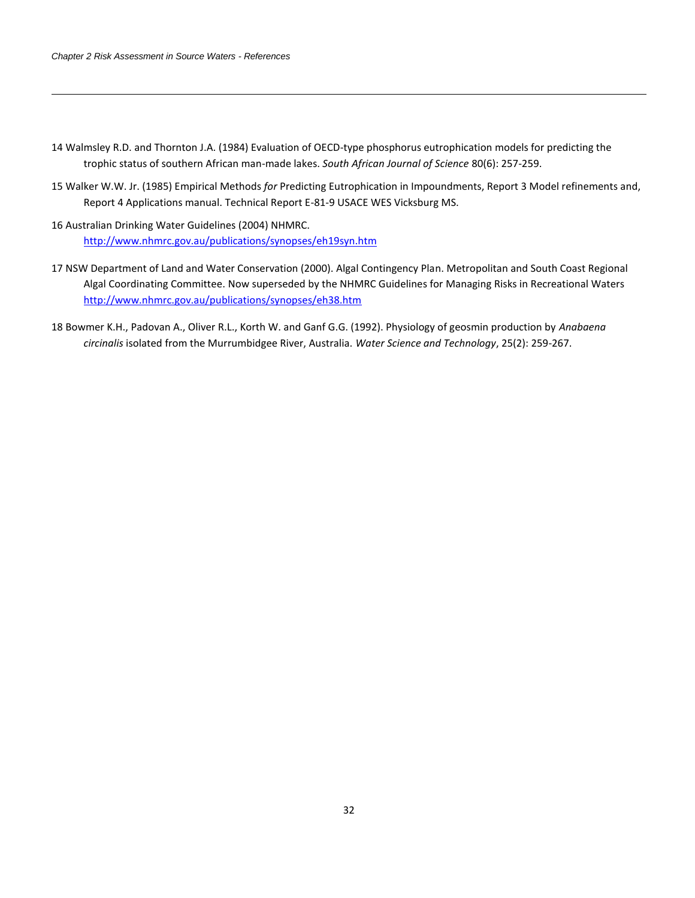14 Walmsley R.D. and Thornton J.A. (1984) Evaluation of OECD-type phosphorus eutrophication models for predicting the trophic status of southern African man-made lakes. *South African Journal of Science* 80(6): 257-259.

15 Walker W.W. Jr. (1985) Empirical Methods *for* Predicting Eutrophication in Impoundments, Report 3 Model refinements and, Report 4 Applications manual. Technical Report E-81-9 USACE WES Vicksburg MS.

16 Australian Drinking Water Guidelines (2004) NHMRC. http://www.nhmrc.gov.au/publications/synopses/eh19syn.htm

17 NSW Department of Land and Water Conservation (2000). Algal Contingency Plan. Metropolitan and South Coast Regional Algal Coordinating Committee. Now superseded by the NHMRC Guidelines for Managing Risks in Recreational Waters http://www.nhmrc.gov.au/publications/synopses/eh38.htm

18 Bowmer K.H., Padovan A., Oliver R.L., Korth W. and Ganf G.G. (1992). Physiology of geosmin production by *Anabaena circinalis* isolated from the Murrumbidgee River, Australia. *Water Science and Technology*, 25(2): 259-267.